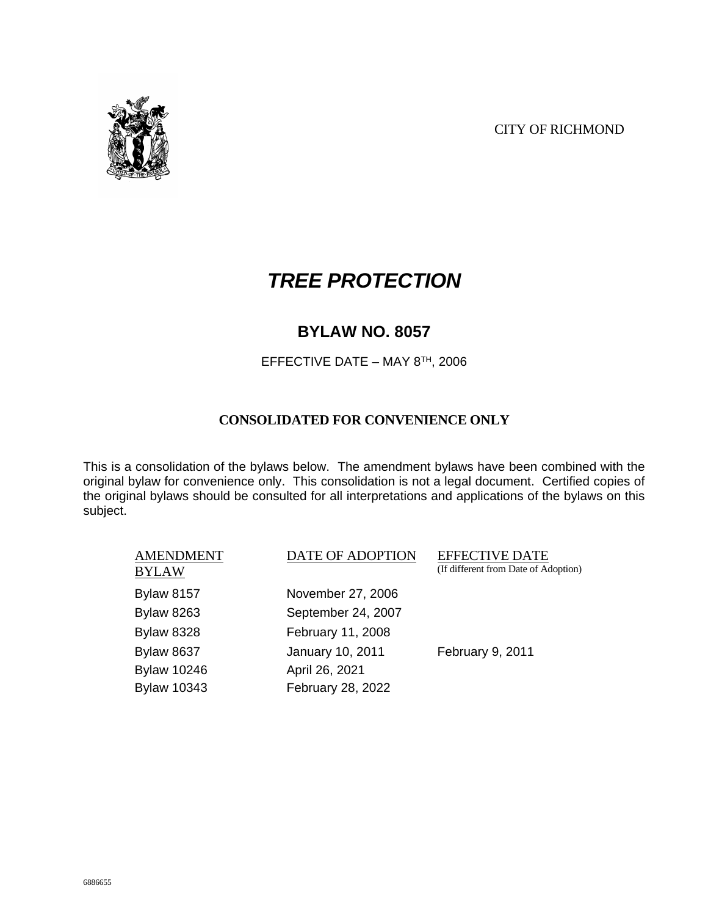CITY OF RICHMOND

# *TREE PROTECTION*

## BYLAW NO. 8057

EFFECTIVE DATE – MAY 8TH, 2006

**CONSOLIDATED FOR CONVENIENCE ONLY**

This is a consolidation of the bylaws below. The amendment bylaws have been combined with the original bylaw for convenience only. This consolidation is not a legal document. Certified copies of the original bylaws should be consulted for all interpretations and applications of the bylaws on this subject.

| AMENDMENT BYLAW | DATE OF ADOPTION | EFFECTIVE DATE (If different from Date of Adoption) |
|---|---|---|
| Bylaw 8157 | November 27, 2006 | |
| Bylaw 8263 | September 24, 2007 | |
| Bylaw 8328 | February 11, 2008 | |
| Bylaw 8637 | January 10, 2011 | February 9, 2011 |
| Bylaw 10246 | April 26, 2021 | |
| Bylaw 10343 | February 28, 2022 | |

6886655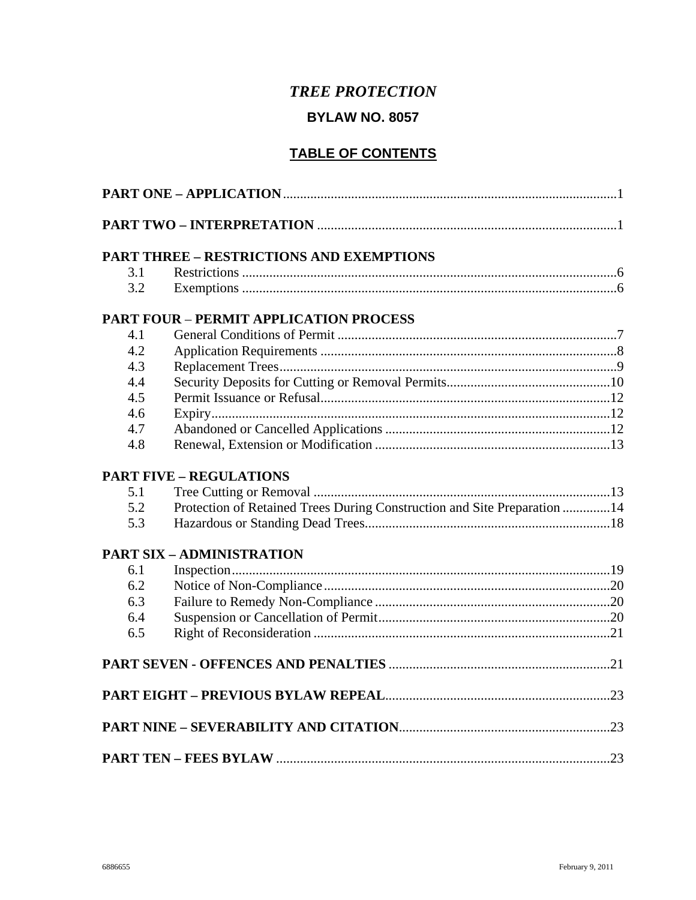# *TREE PROTECTION*

## BYLAW NO. 8057

## TABLE OF CONTENTS

**PART ONE – APPLICATION** ........................................................................................1

**PART TWO – INTERPRETATION** ...............................................................................1

**PART THREE – RESTRICTIONS AND EXEMPTIONS**

| | | |
|---|---|---|
| 3.1 | Restrictions | 6 |
| 3.2 | Exemptions | 6 |

**PART FOUR – PERMIT APPLICATION PROCESS**

| | | |
|---|---|---|
| 4.1 | General Conditions of Permit | 7 |
| 4.2 | Application Requirements | 8 |
| 4.3 | Replacement Trees | 9 |
| 4.4 | Security Deposits for Cutting or Removal Permits | 10 |
| 4.5 | Permit Issuance or Refusal | 12 |
| 4.6 | Expiry | 12 |
| 4.7 | Abandoned or Cancelled Applications | 12 |
| 4.8 | Renewal, Extension or Modification | 13 |

**PART FIVE – REGULATIONS**

| | | |
|---|---|---|
| 5.1 | Tree Cutting or Removal | 13 |
| 5.2 | Protection of Retained Trees During Construction and Site Preparation | 14 |
| 5.3 | Hazardous or Standing Dead Trees | 18 |

**PART SIX – ADMINISTRATION**

| | | |
|---|---|---|
| 6.1 | Inspection | 19 |
| 6.2 | Notice of Non-Compliance | 20 |
| 6.3 | Failure to Remedy Non-Compliance | 20 |
| 6.4 | Suspension or Cancellation of Permit | 20 |
| 6.5 | Right of Reconsideration | 21 |

**PART SEVEN - OFFENCES AND PENALTIES** ...........................................................21

**PART EIGHT – PREVIOUS BYLAW REPEAL**............................................................23

**PART NINE – SEVERABILITY AND CITATION**........................................................23

**PART TEN – FEES BYLAW** ...........................................................................................23

6886655 February 9, 2011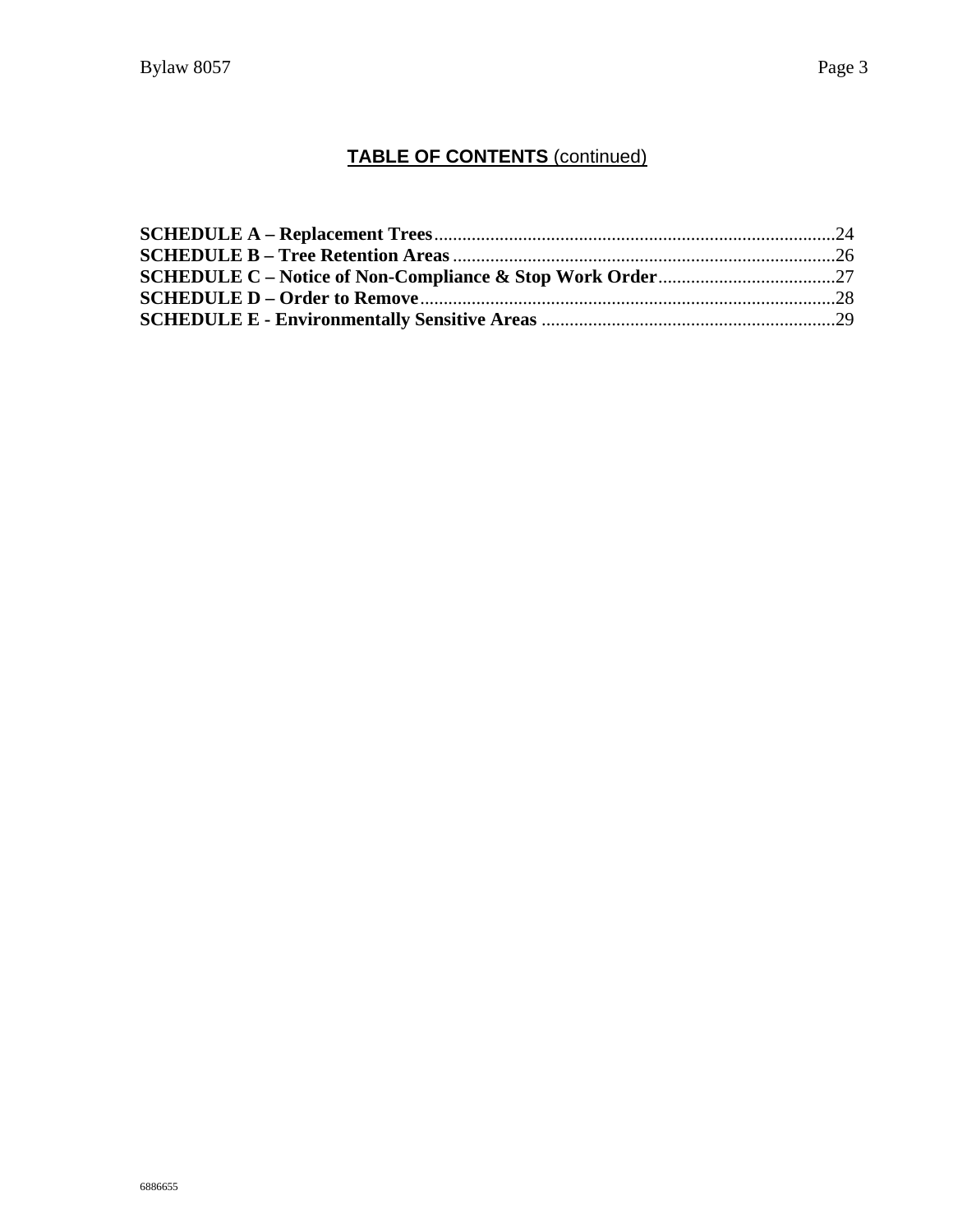## TABLE OF CONTENTS (continued)

**SCHEDULE A – Replacement Trees**......................................................................................24
**SCHEDULE B – Tree Retention Areas**..................................................................................26
**SCHEDULE C – Notice of Non-Compliance & Stop Work Order**......................................27
**SCHEDULE D – Order to Remove**........................................................................................28
**SCHEDULE E - Environmentally Sensitive Areas** ...............................................................29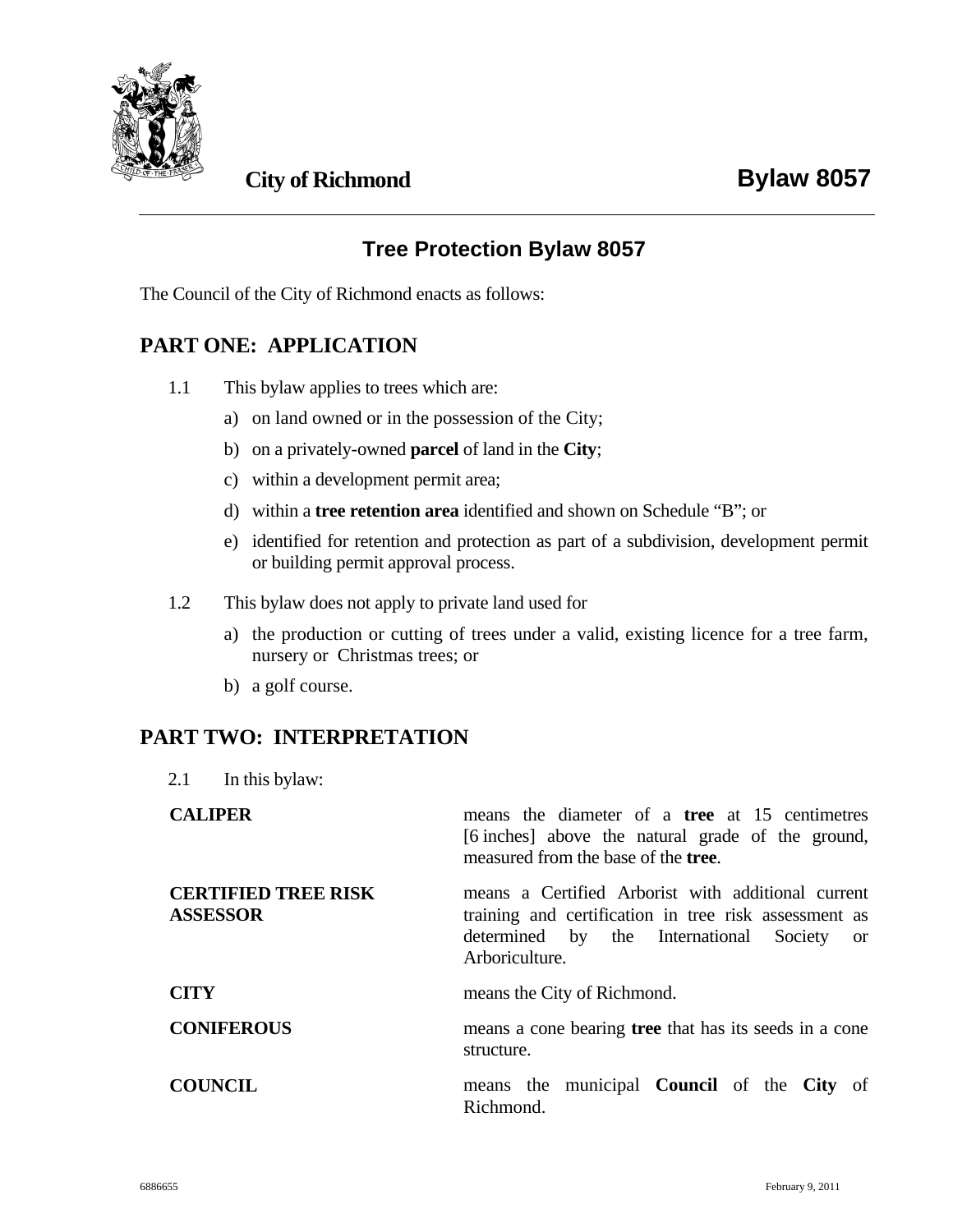**City of Richmond** **Bylaw 8057**

## Tree Protection Bylaw 8057

The Council of the City of Richmond enacts as follows:

## PART ONE: APPLICATION

1.1 This bylaw applies to trees which are:

a) on land owned or in the possession of the City;

b) on a privately-owned **parcel** of land in the **City**;

c) within a development permit area;

d) within a **tree retention area** identified and shown on Schedule "B"; or

e) identified for retention and protection as part of a subdivision, development permit or building permit approval process.

1.2 This bylaw does not apply to private land used for

a) the production or cutting of trees under a valid, existing licence for a tree farm, nursery or Christmas trees; or

b) a golf course.

## PART TWO: INTERPRETATION

2.1 In this bylaw:

| | |
|---|---|
| **CALIPER** | means the diameter of a **tree** at 15 centimetres [6 inches] above the natural grade of the ground, measured from the base of the **tree**. |
| **CERTIFIED TREE RISK ASSESSOR** | means a Certified Arborist with additional current training and certification in tree risk assessment as determined by the International Society or Arboriculture. |
| **CITY** | means the City of Richmond. |
| **CONIFEROUS** | means a cone bearing **tree** that has its seeds in a cone structure. |
| **COUNCIL** | means the municipal **Council** of the **City** of Richmond. |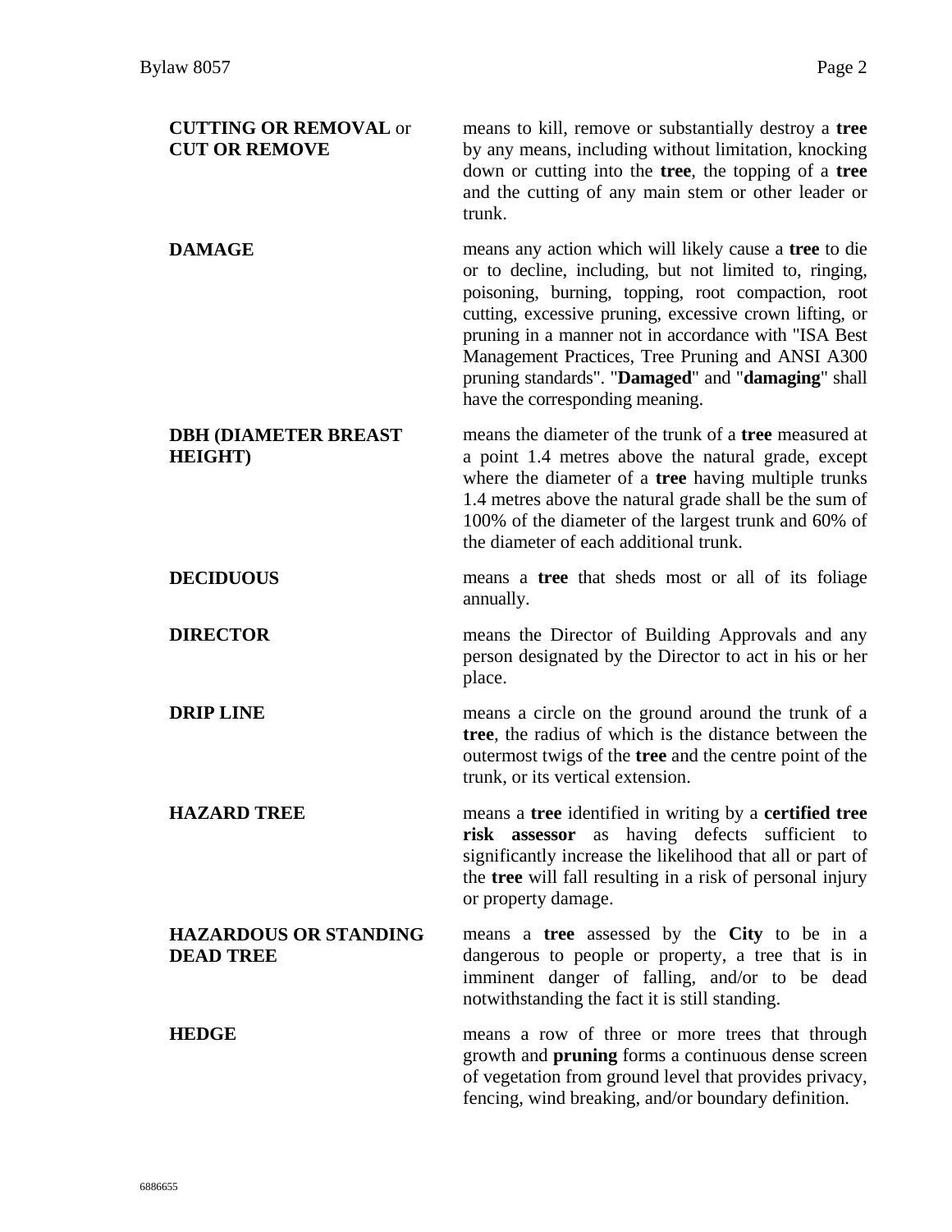**CUTTING OR REMOVAL** or **CUT OR REMOVE** means to kill, remove or substantially destroy a **tree** by any means, including without limitation, knocking down or cutting into the **tree**, the topping of a **tree** and the cutting of any main stem or other leader or trunk.

**DAMAGE** means any action which will likely cause a **tree** to die or to decline, including, but not limited to, ringing, poisoning, burning, topping, root compaction, root cutting, excessive pruning, excessive crown lifting, or pruning in a manner not in accordance with "ISA Best Management Practices, Tree Pruning and ANSI A300 pruning standards". "**Damaged**" and "**damaging**" shall have the corresponding meaning.

**DBH (DIAMETER BREAST HEIGHT)** means the diameter of the trunk of a **tree** measured at a point 1.4 metres above the natural grade, except where the diameter of a **tree** having multiple trunks 1.4 metres above the natural grade shall be the sum of 100% of the diameter of the largest trunk and 60% of the diameter of each additional trunk.

**DECIDUOUS** means a **tree** that sheds most or all of its foliage annually.

**DIRECTOR** means the Director of Building Approvals and any person designated by the Director to act in his or her place.

**DRIP LINE** means a circle on the ground around the trunk of a **tree**, the radius of which is the distance between the outermost twigs of the **tree** and the centre point of the trunk, or its vertical extension.

**HAZARD TREE** means a **tree** identified in writing by a **certified tree risk assessor** as having defects sufficient to significantly increase the likelihood that all or part of the **tree** will fall resulting in a risk of personal injury or property damage.

**HAZARDOUS OR STANDING DEAD TREE** means a **tree** assessed by the **City** to be in a dangerous to people or property, a tree that is in imminent danger of falling, and/or to be dead notwithstanding the fact it is still standing.

**HEDGE** means a row of three or more trees that through growth and **pruning** forms a continuous dense screen of vegetation from ground level that provides privacy, fencing, wind breaking, and/or boundary definition.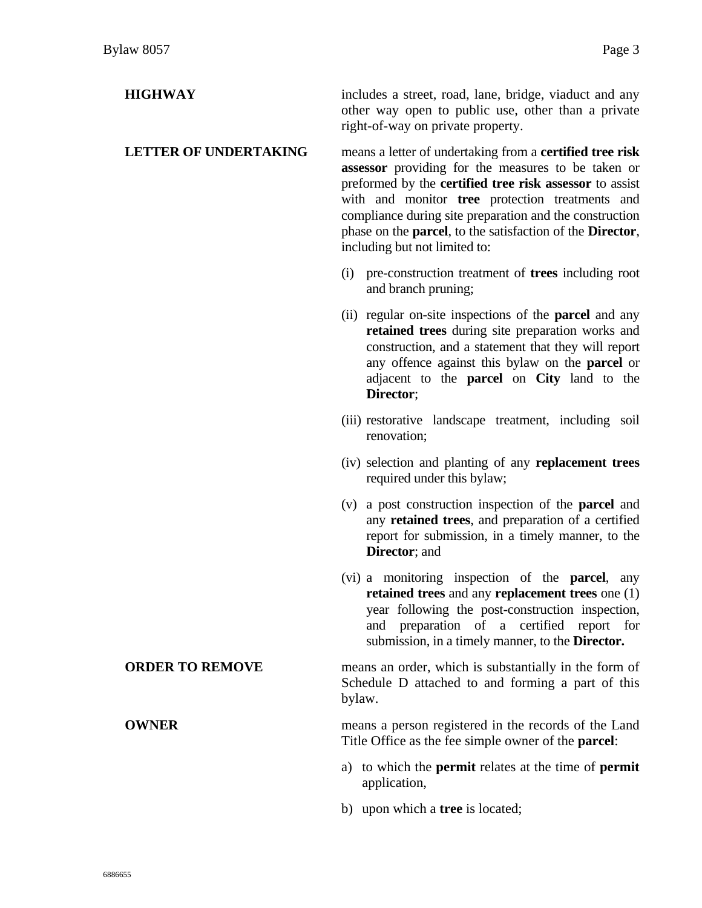**HIGHWAY** includes a street, road, lane, bridge, viaduct and any other way open to public use, other than a private right-of-way on private property.

**LETTER OF UNDERTAKING** means a letter of undertaking from a **certified tree risk assessor** providing for the measures to be taken or preformed by the **certified tree risk assessor** to assist with and monitor **tree** protection treatments and compliance during site preparation and the construction phase on the **parcel**, to the satisfaction of the **Director**, including but not limited to:

(i) pre-construction treatment of **trees** including root and branch pruning;

(ii) regular on-site inspections of the **parcel** and any **retained trees** during site preparation works and construction, and a statement that they will report any offence against this bylaw on the **parcel** or adjacent to the **parcel** on **City** land to the **Director**;

(iii) restorative landscape treatment, including soil renovation;

(iv) selection and planting of any **replacement trees** required under this bylaw;

(v) a post construction inspection of the **parcel** and any **retained trees**, and preparation of a certified report for submission, in a timely manner, to the **Director**; and

(vi) a monitoring inspection of the **parcel**, any **retained trees** and any **replacement trees** one (1) year following the post-construction inspection, and preparation of a certified report for submission, in a timely manner, to the **Director.**

**ORDER TO REMOVE** means an order, which is substantially in the form of Schedule D attached to and forming a part of this bylaw.

**OWNER** means a person registered in the records of the Land Title Office as the fee simple owner of the **parcel**:

a) to which the **permit** relates at the time of **permit** application,

b) upon which a **tree** is located;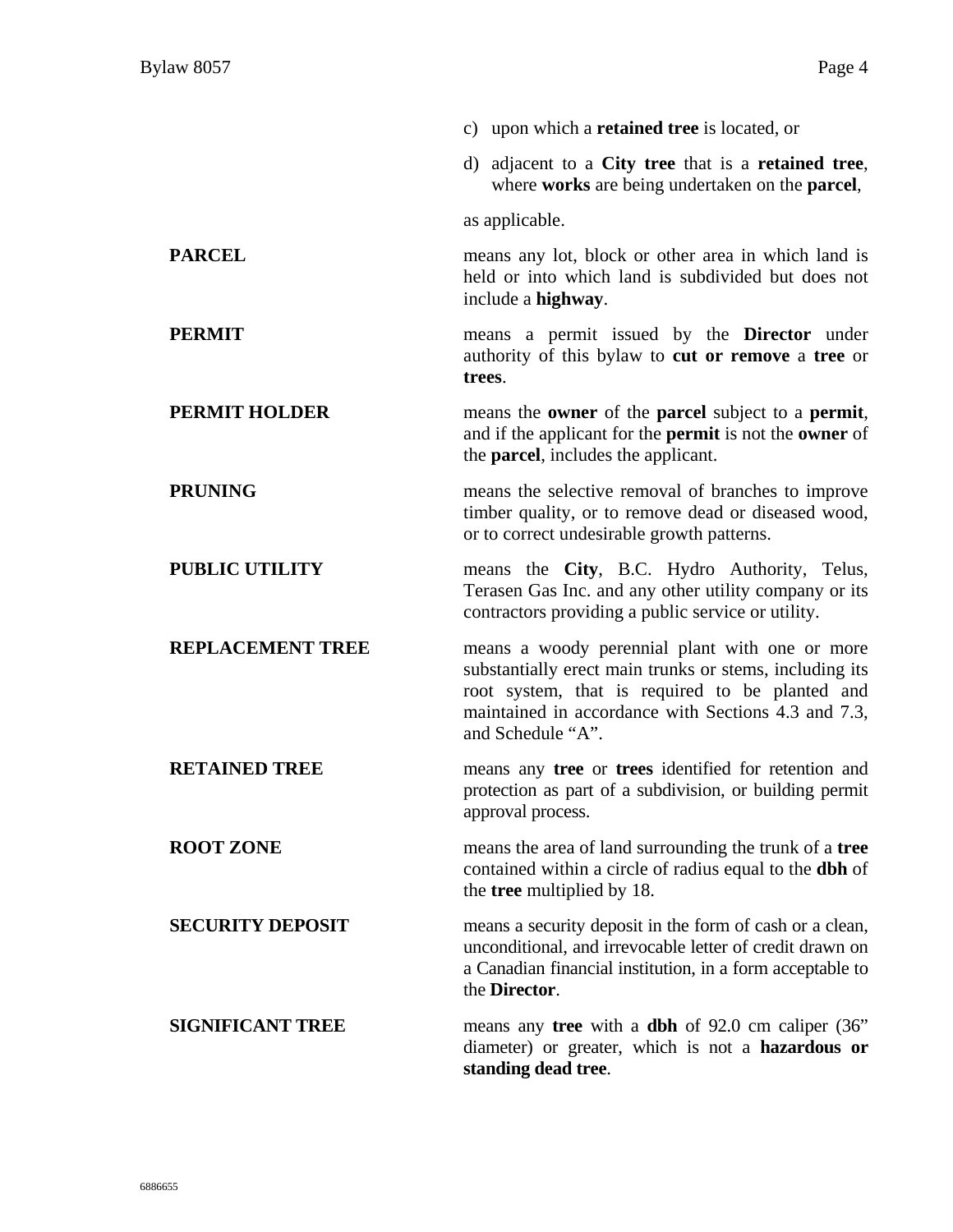c) upon which a **retained tree** is located, or

d) adjacent to a **City tree** that is a **retained tree**, where **works** are being undertaken on the **parcel**,

as applicable.

| | |
|---|---|
| **PARCEL** | means any lot, block or other area in which land is held or into which land is subdivided but does not include a **highway**. |
| **PERMIT** | means a permit issued by the **Director** under authority of this bylaw to **cut or remove** a **tree** or **trees**. |
| **PERMIT HOLDER** | means the **owner** of the **parcel** subject to a **permit**, and if the applicant for the **permit** is not the **owner** of the **parcel**, includes the applicant. |
| **PRUNING** | means the selective removal of branches to improve timber quality, or to remove dead or diseased wood, or to correct undesirable growth patterns. |
| **PUBLIC UTILITY** | means the **City**, B.C. Hydro Authority, Telus, Terasen Gas Inc. and any other utility company or its contractors providing a public service or utility. |
| **REPLACEMENT TREE** | means a woody perennial plant with one or more substantially erect main trunks or stems, including its root system, that is required to be planted and maintained in accordance with Sections 4.3 and 7.3, and Schedule "A". |
| **RETAINED TREE** | means any **tree** or **trees** identified for retention and protection as part of a subdivision, or building permit approval process. |
| **ROOT ZONE** | means the area of land surrounding the trunk of a **tree** contained within a circle of radius equal to the **dbh** of the **tree** multiplied by 18. |
| **SECURITY DEPOSIT** | means a security deposit in the form of cash or a clean, unconditional, and irrevocable letter of credit drawn on a Canadian financial institution, in a form acceptable to the **Director**. |
| **SIGNIFICANT TREE** | means any **tree** with a **dbh** of 92.0 cm caliper (36" diameter) or greater, which is not a **hazardous or standing dead tree**. |

6886655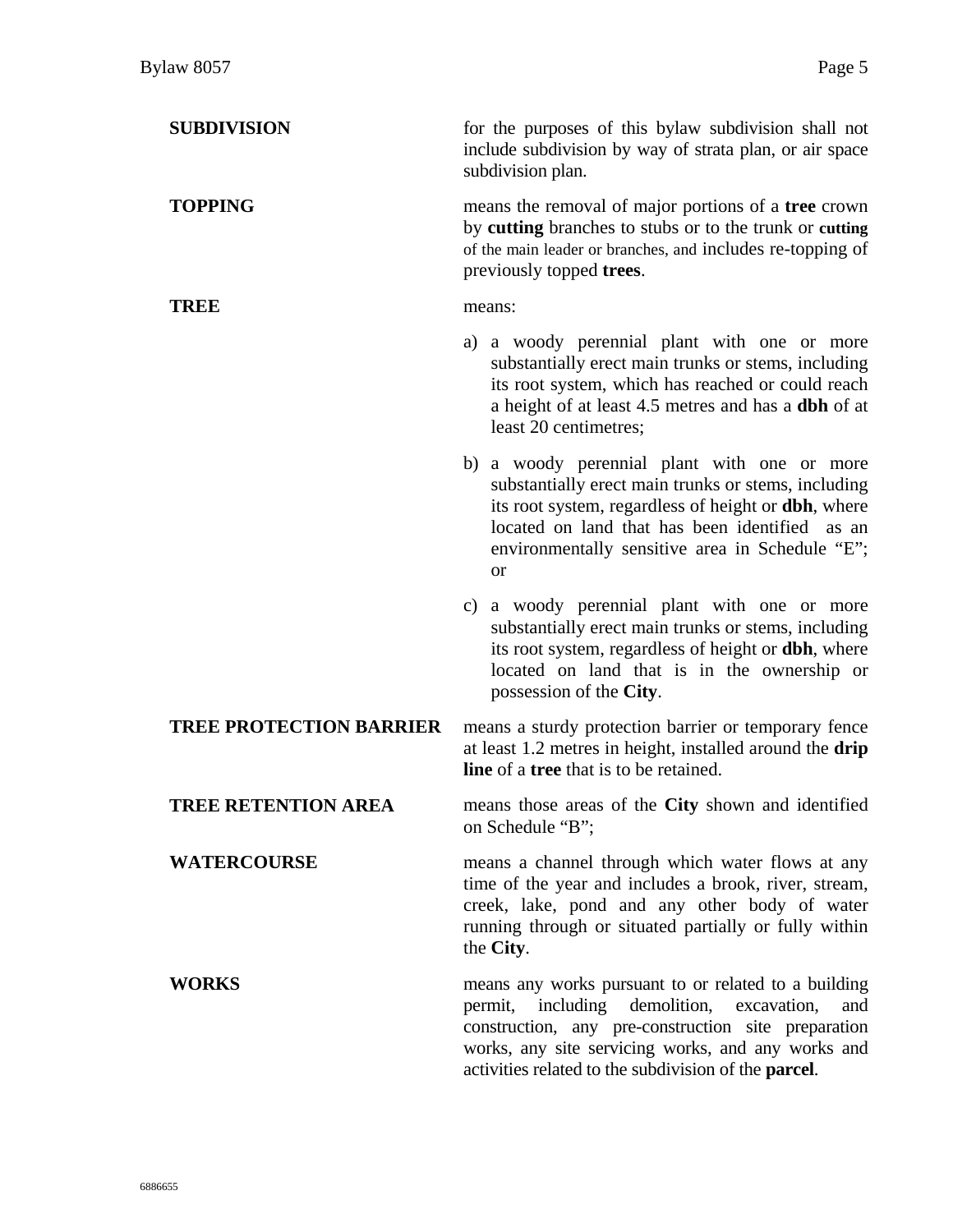**SUBDIVISION** for the purposes of this bylaw subdivision shall not include subdivision by way of strata plan, or air space subdivision plan.

**TOPPING** means the removal of major portions of a **tree** crown by **cutting** branches to stubs or to the trunk or **cutting** of the main leader or branches, and includes re-topping of previously topped **trees**.

**TREE** means:

a) a woody perennial plant with one or more substantially erect main trunks or stems, including its root system, which has reached or could reach a height of at least 4.5 metres and has a **dbh** of at least 20 centimetres;

b) a woody perennial plant with one or more substantially erect main trunks or stems, including its root system, regardless of height or **dbh**, where located on land that has been identified as an environmentally sensitive area in Schedule "E"; or

c) a woody perennial plant with one or more substantially erect main trunks or stems, including its root system, regardless of height or **dbh**, where located on land that is in the ownership or possession of the **City**.

**TREE PROTECTION BARRIER** means a sturdy protection barrier or temporary fence at least 1.2 metres in height, installed around the **drip line** of a **tree** that is to be retained.

**TREE RETENTION AREA** means those areas of the **City** shown and identified on Schedule "B";

**WATERCOURSE** means a channel through which water flows at any time of the year and includes a brook, river, stream, creek, lake, pond and any other body of water running through or situated partially or fully within the **City**.

**WORKS** means any works pursuant to or related to a building permit, including demolition, excavation, and construction, any pre-construction site preparation works, any site servicing works, and any works and activities related to the subdivision of the **parcel**.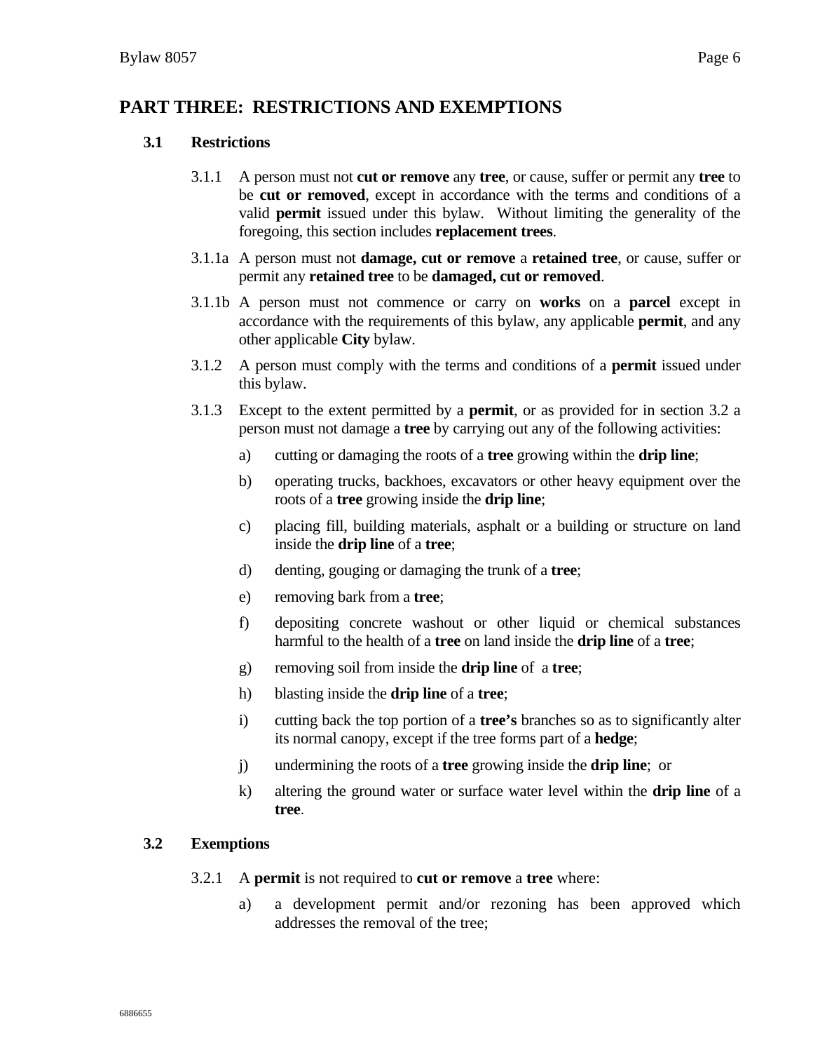## PART THREE: RESTRICTIONS AND EXEMPTIONS

### 3.1 Restrictions

3.1.1 A person must not **cut or remove** any **tree**, or cause, suffer or permit any **tree** to be **cut or removed**, except in accordance with the terms and conditions of a valid **permit** issued under this bylaw. Without limiting the generality of the foregoing, this section includes **replacement trees**.

3.1.1a A person must not **damage, cut or remove** a **retained tree**, or cause, suffer or permit any **retained tree** to be **damaged, cut or removed**.

3.1.1b A person must not commence or carry on **works** on a **parcel** except in accordance with the requirements of this bylaw, any applicable **permit**, and any other applicable **City** bylaw.

3.1.2 A person must comply with the terms and conditions of a **permit** issued under this bylaw.

3.1.3 Except to the extent permitted by a **permit**, or as provided for in section 3.2 a person must not damage a **tree** by carrying out any of the following activities:

a) cutting or damaging the roots of a **tree** growing within the **drip line**;

b) operating trucks, backhoes, excavators or other heavy equipment over the roots of a **tree** growing inside the **drip line**;

c) placing fill, building materials, asphalt or a building or structure on land inside the **drip line** of a **tree**;

d) denting, gouging or damaging the trunk of a **tree**;

e) removing bark from a **tree**;

f) depositing concrete washout or other liquid or chemical substances harmful to the health of a **tree** on land inside the **drip line** of a **tree**;

g) removing soil from inside the **drip line** of a **tree**;

h) blasting inside the **drip line** of a **tree**;

i) cutting back the top portion of a **tree's** branches so as to significantly alter its normal canopy, except if the tree forms part of a **hedge**;

j) undermining the roots of a **tree** growing inside the **drip line**; or

k) altering the ground water or surface water level within the **drip line** of a **tree**.

### 3.2 Exemptions

3.2.1 A **permit** is not required to **cut or remove** a **tree** where:

a) a development permit and/or rezoning has been approved which addresses the removal of the tree;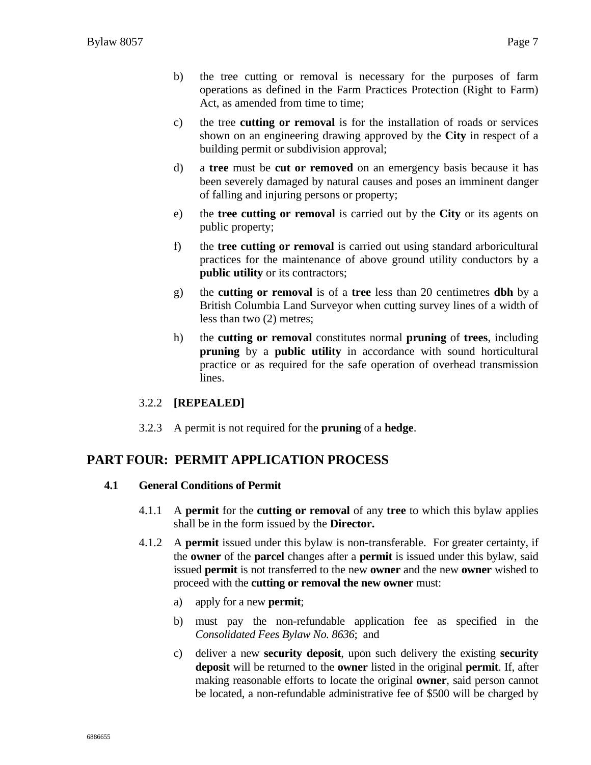b) the tree cutting or removal is necessary for the purposes of farm operations as defined in the Farm Practices Protection (Right to Farm) Act, as amended from time to time;

c) the tree **cutting or removal** is for the installation of roads or services shown on an engineering drawing approved by the **City** in respect of a building permit or subdivision approval;

d) a **tree** must be **cut or removed** on an emergency basis because it has been severely damaged by natural causes and poses an imminent danger of falling and injuring persons or property;

e) the **tree cutting or removal** is carried out by the **City** or its agents on public property;

f) the **tree cutting or removal** is carried out using standard arboricultural practices for the maintenance of above ground utility conductors by a **public utility** or its contractors;

g) the **cutting or removal** is of a **tree** less than 20 centimetres **dbh** by a British Columbia Land Surveyor when cutting survey lines of a width of less than two (2) metres;

h) the **cutting or removal** constitutes normal **pruning** of **trees**, including **pruning** by a **public utility** in accordance with sound horticultural practice or as required for the safe operation of overhead transmission lines.

3.2.2 **[REPEALED]**

3.2.3 A permit is not required for the **pruning** of a **hedge**.

## PART FOUR: PERMIT APPLICATION PROCESS

### 4.1 General Conditions of Permit

4.1.1 A **permit** for the **cutting or removal** of any **tree** to which this bylaw applies shall be in the form issued by the **Director.**

4.1.2 A **permit** issued under this bylaw is non-transferable. For greater certainty, if the **owner** of the **parcel** changes after a **permit** is issued under this bylaw, said issued **permit** is not transferred to the new **owner** and the new **owner** wished to proceed with the **cutting or removal the new owner** must:

a) apply for a new **permit**;

b) must pay the non-refundable application fee as specified in the *Consolidated Fees Bylaw No. 8636*; and

c) deliver a new **security deposit**, upon such delivery the existing **security deposit** will be returned to the **owner** listed in the original **permit**. If, after making reasonable efforts to locate the original **owner**, said person cannot be located, a non-refundable administrative fee of $500 will be charged by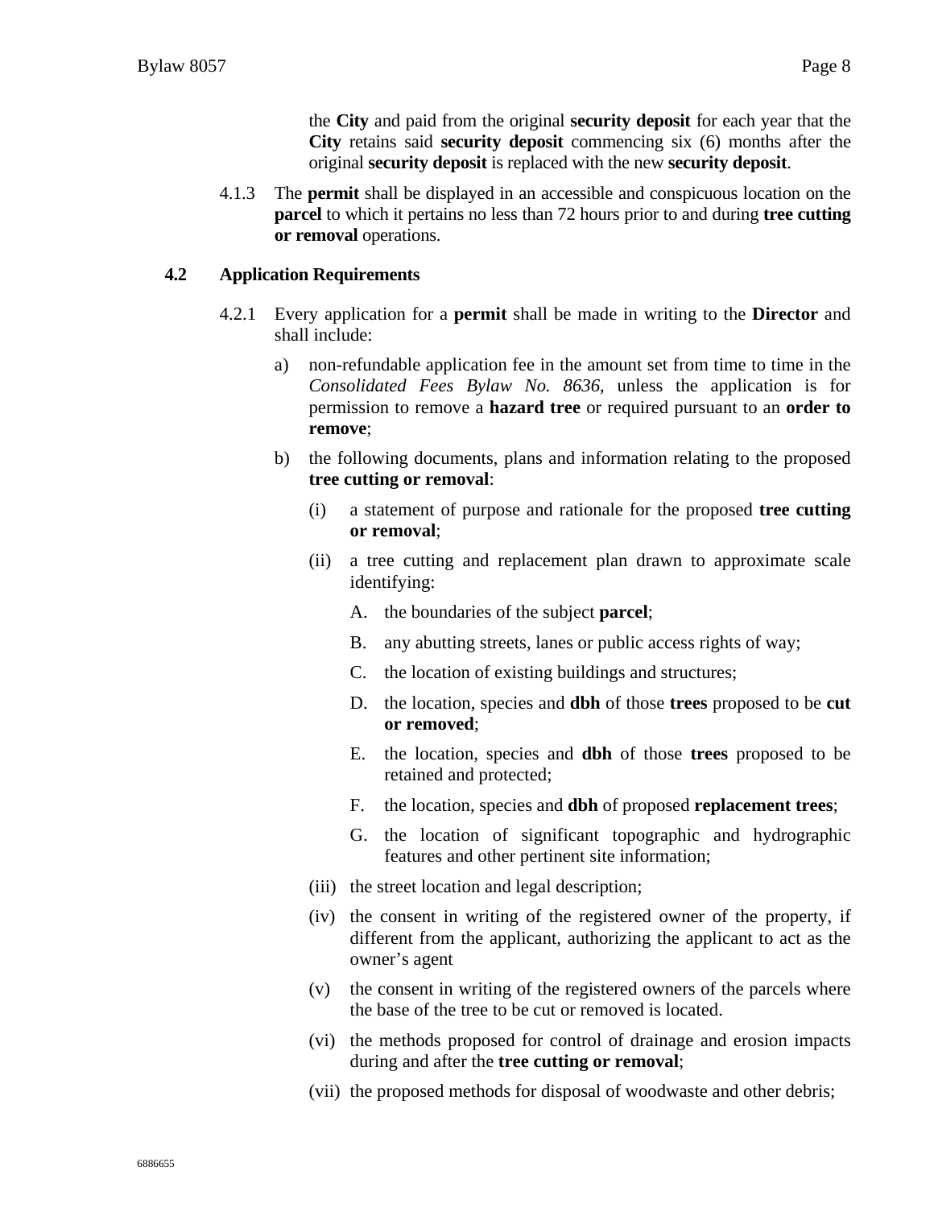the **City** and paid from the original **security deposit** for each year that the **City** retains said **security deposit** commencing six (6) months after the original **security deposit** is replaced with the new **security deposit**.

4.1.3 The **permit** shall be displayed in an accessible and conspicuous location on the **parcel** to which it pertains no less than 72 hours prior to and during **tree cutting or removal** operations.

### 4.2 Application Requirements

4.2.1 Every application for a **permit** shall be made in writing to the **Director** and shall include:

a) non-refundable application fee in the amount set from time to time in the *Consolidated Fees Bylaw No. 8636*, unless the application is for permission to remove a **hazard tree** or required pursuant to an **order to remove**;

b) the following documents, plans and information relating to the proposed **tree cutting or removal**:

(i) a statement of purpose and rationale for the proposed **tree cutting or removal**;

(ii) a tree cutting and replacement plan drawn to approximate scale identifying:

A. the boundaries of the subject **parcel**;

B. any abutting streets, lanes or public access rights of way;

C. the location of existing buildings and structures;

D. the location, species and **dbh** of those **trees** proposed to be **cut or removed**;

E. the location, species and **dbh** of those **trees** proposed to be retained and protected;

F. the location, species and **dbh** of proposed **replacement trees**;

G. the location of significant topographic and hydrographic features and other pertinent site information;

(iii) the street location and legal description;

(iv) the consent in writing of the registered owner of the property, if different from the applicant, authorizing the applicant to act as the owner's agent

(v) the consent in writing of the registered owners of the parcels where the base of the tree to be cut or removed is located.

(vi) the methods proposed for control of drainage and erosion impacts during and after the **tree cutting or removal**;

(vii) the proposed methods for disposal of woodwaste and other debris;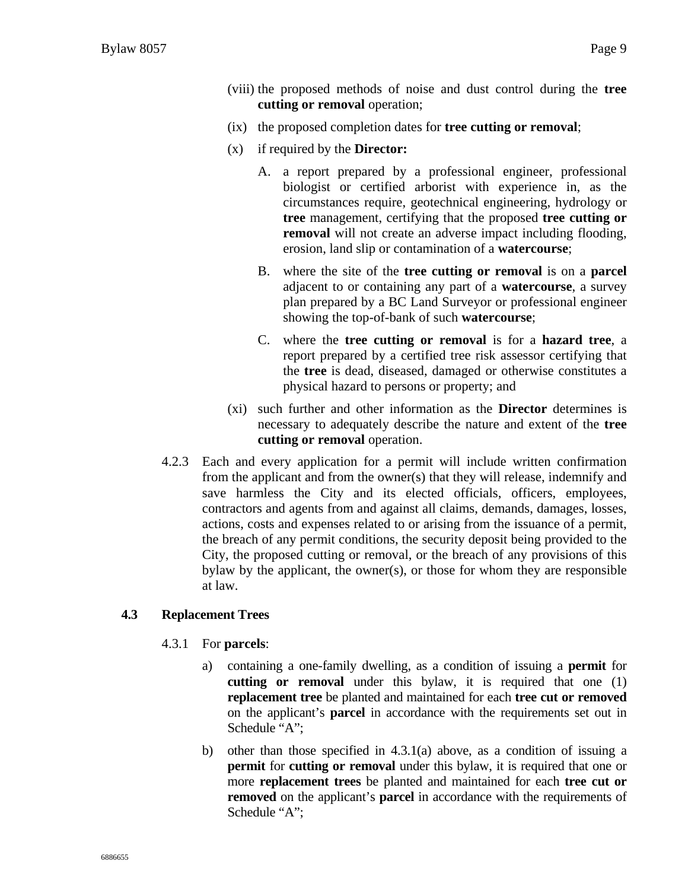(viii) the proposed methods of noise and dust control during the **tree cutting or removal** operation;

(ix) the proposed completion dates for **tree cutting or removal**;

(x) if required by the **Director:**

A. a report prepared by a professional engineer, professional biologist or certified arborist with experience in, as the circumstances require, geotechnical engineering, hydrology or **tree** management, certifying that the proposed **tree cutting or removal** will not create an adverse impact including flooding, erosion, land slip or contamination of a **watercourse**;

B. where the site of the **tree cutting or removal** is on a **parcel** adjacent to or containing any part of a **watercourse**, a survey plan prepared by a BC Land Surveyor or professional engineer showing the top-of-bank of such **watercourse**;

C. where the **tree cutting or removal** is for a **hazard tree**, a report prepared by a certified tree risk assessor certifying that the **tree** is dead, diseased, damaged or otherwise constitutes a physical hazard to persons or property; and

(xi) such further and other information as the **Director** determines is necessary to adequately describe the nature and extent of the **tree cutting or removal** operation.

4.2.3 Each and every application for a permit will include written confirmation from the applicant and from the owner(s) that they will release, indemnify and save harmless the City and its elected officials, officers, employees, contractors and agents from and against all claims, demands, damages, losses, actions, costs and expenses related to or arising from the issuance of a permit, the breach of any permit conditions, the security deposit being provided to the City, the proposed cutting or removal, or the breach of any provisions of this bylaw by the applicant, the owner(s), or those for whom they are responsible at law.

### 4.3 Replacement Trees

4.3.1 For **parcels**:

a) containing a one-family dwelling, as a condition of issuing a **permit** for **cutting or removal** under this bylaw, it is required that one (1) **replacement tree** be planted and maintained for each **tree cut or removed** on the applicant's **parcel** in accordance with the requirements set out in Schedule "A";

b) other than those specified in 4.3.1(a) above, as a condition of issuing a **permit** for **cutting or removal** under this bylaw, it is required that one or more **replacement trees** be planted and maintained for each **tree cut or removed** on the applicant's **parcel** in accordance with the requirements of Schedule "A";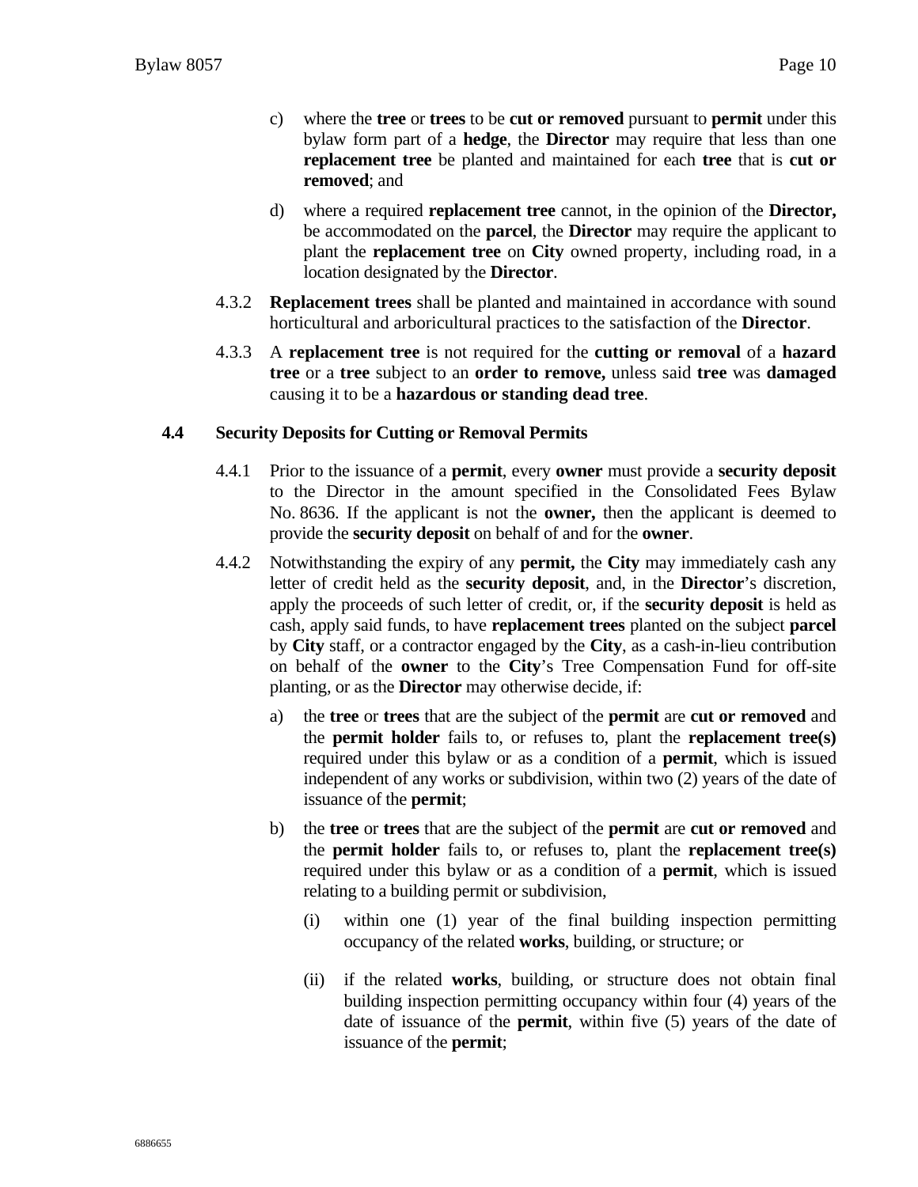c) where the **tree** or **trees** to be **cut or removed** pursuant to **permit** under this bylaw form part of a **hedge**, the **Director** may require that less than one **replacement tree** be planted and maintained for each **tree** that is **cut or removed**; and

d) where a required **replacement tree** cannot, in the opinion of the **Director,** be accommodated on the **parcel**, the **Director** may require the applicant to plant the **replacement tree** on **City** owned property, including road, in a location designated by the **Director**.

4.3.2 **Replacement trees** shall be planted and maintained in accordance with sound horticultural and arboricultural practices to the satisfaction of the **Director**.

4.3.3 A **replacement tree** is not required for the **cutting or removal** of a **hazard tree** or a **tree** subject to an **order to remove,** unless said **tree** was **damaged** causing it to be a **hazardous or standing dead tree**.

### 4.4 Security Deposits for Cutting or Removal Permits

4.4.1 Prior to the issuance of a **permit**, every **owner** must provide a **security deposit** to the Director in the amount specified in the Consolidated Fees Bylaw No. 8636. If the applicant is not the **owner,** then the applicant is deemed to provide the **security deposit** on behalf of and for the **owner**.

4.4.2 Notwithstanding the expiry of any **permit,** the **City** may immediately cash any letter of credit held as the **security deposit**, and, in the **Director**'s discretion, apply the proceeds of such letter of credit, or, if the **security deposit** is held as cash, apply said funds, to have **replacement trees** planted on the subject **parcel** by **City** staff, or a contractor engaged by the **City**, as a cash-in-lieu contribution on behalf of the **owner** to the **City**'s Tree Compensation Fund for off-site planting, or as the **Director** may otherwise decide, if:

a) the **tree** or **trees** that are the subject of the **permit** are **cut or removed** and the **permit holder** fails to, or refuses to, plant the **replacement tree(s)** required under this bylaw or as a condition of a **permit**, which is issued independent of any works or subdivision, within two (2) years of the date of issuance of the **permit**;

b) the **tree** or **trees** that are the subject of the **permit** are **cut or removed** and the **permit holder** fails to, or refuses to, plant the **replacement tree(s)** required under this bylaw or as a condition of a **permit**, which is issued relating to a building permit or subdivision,

   (i) within one (1) year of the final building inspection permitting occupancy of the related **works**, building, or structure; or

   (ii) if the related **works**, building, or structure does not obtain final building inspection permitting occupancy within four (4) years of the date of issuance of the **permit**, within five (5) years of the date of issuance of the **permit**;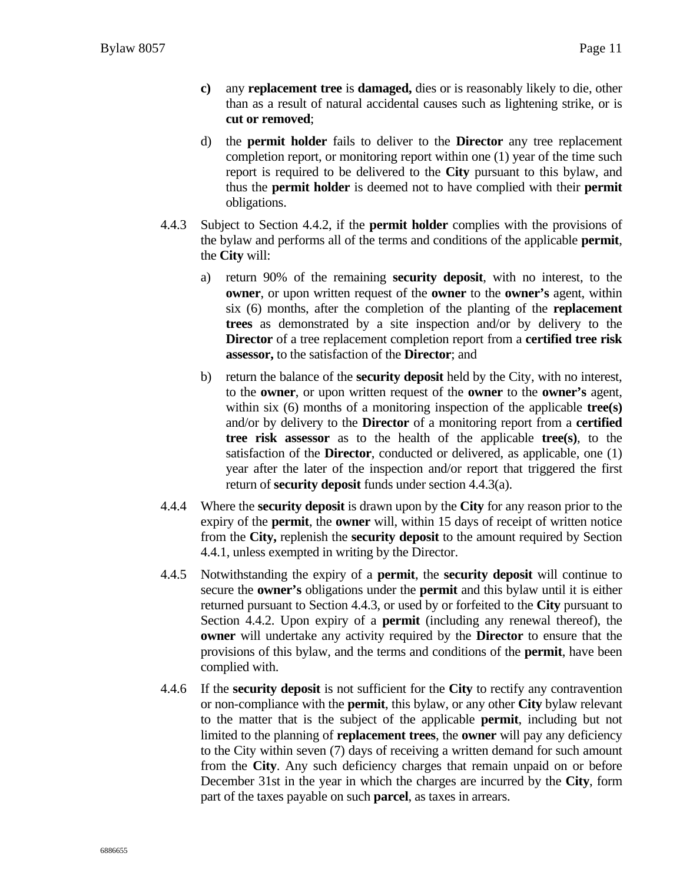**c)** any **replacement tree** is **damaged,** dies or is reasonably likely to die, other than as a result of natural accidental causes such as lightening strike, or is **cut or removed**;

d) the **permit holder** fails to deliver to the **Director** any tree replacement completion report, or monitoring report within one (1) year of the time such report is required to be delivered to the **City** pursuant to this bylaw, and thus the **permit holder** is deemed not to have complied with their **permit** obligations.

4.4.3 Subject to Section 4.4.2, if the **permit holder** complies with the provisions of the bylaw and performs all of the terms and conditions of the applicable **permit**, the **City** will:

a) return 90% of the remaining **security deposit**, with no interest, to the **owner**, or upon written request of the **owner** to the **owner's** agent, within six (6) months, after the completion of the planting of the **replacement trees** as demonstrated by a site inspection and/or by delivery to the **Director** of a tree replacement completion report from a **certified tree risk assessor,** to the satisfaction of the **Director**; and

b) return the balance of the **security deposit** held by the City, with no interest, to the **owner**, or upon written request of the **owner** to the **owner's** agent, within six (6) months of a monitoring inspection of the applicable **tree(s)** and/or by delivery to the **Director** of a monitoring report from a **certified tree risk assessor** as to the health of the applicable **tree(s)**, to the satisfaction of the **Director**, conducted or delivered, as applicable, one (1) year after the later of the inspection and/or report that triggered the first return of **security deposit** funds under section 4.4.3(a).

4.4.4 Where the **security deposit** is drawn upon by the **City** for any reason prior to the expiry of the **permit**, the **owner** will, within 15 days of receipt of written notice from the **City,** replenish the **security deposit** to the amount required by Section 4.4.1, unless exempted in writing by the Director.

4.4.5 Notwithstanding the expiry of a **permit**, the **security deposit** will continue to secure the **owner's** obligations under the **permit** and this bylaw until it is either returned pursuant to Section 4.4.3, or used by or forfeited to the **City** pursuant to Section 4.4.2. Upon expiry of a **permit** (including any renewal thereof), the **owner** will undertake any activity required by the **Director** to ensure that the provisions of this bylaw, and the terms and conditions of the **permit**, have been complied with.

4.4.6 If the **security deposit** is not sufficient for the **City** to rectify any contravention or non-compliance with the **permit**, this bylaw, or any other **City** bylaw relevant to the matter that is the subject of the applicable **permit**, including but not limited to the planning of **replacement trees**, the **owner** will pay any deficiency to the City within seven (7) days of receiving a written demand for such amount from the **City**. Any such deficiency charges that remain unpaid on or before December 31st in the year in which the charges are incurred by the **City**, form part of the taxes payable on such **parcel**, as taxes in arrears.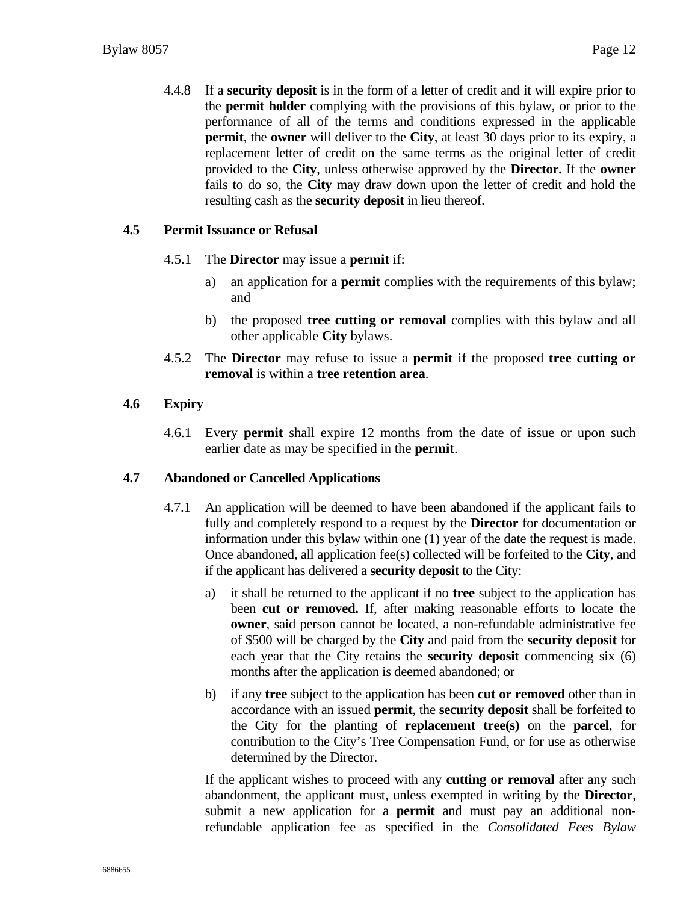4.4.8 If a **security deposit** is in the form of a letter of credit and it will expire prior to the **permit holder** complying with the provisions of this bylaw, or prior to the performance of all of the terms and conditions expressed in the applicable **permit**, the **owner** will deliver to the **City**, at least 30 days prior to its expiry, a replacement letter of credit on the same terms as the original letter of credit provided to the **City**, unless otherwise approved by the **Director.** If the **owner** fails to do so, the **City** may draw down upon the letter of credit and hold the resulting cash as the **security deposit** in lieu thereof.

### 4.5 Permit Issuance or Refusal

4.5.1 The **Director** may issue a **permit** if:

a) an application for a **permit** complies with the requirements of this bylaw; and

b) the proposed **tree cutting or removal** complies with this bylaw and all other applicable **City** bylaws.

4.5.2 The **Director** may refuse to issue a **permit** if the proposed **tree cutting or removal** is within a **tree retention area**.

### 4.6 Expiry

4.6.1 Every **permit** shall expire 12 months from the date of issue or upon such earlier date as may be specified in the **permit**.

### 4.7 Abandoned or Cancelled Applications

4.7.1 An application will be deemed to have been abandoned if the applicant fails to fully and completely respond to a request by the **Director** for documentation or information under this bylaw within one (1) year of the date the request is made. Once abandoned, all application fee(s) collected will be forfeited to the **City**, and if the applicant has delivered a **security deposit** to the City:

a) it shall be returned to the applicant if no **tree** subject to the application has been **cut or removed.** If, after making reasonable efforts to locate the **owner**, said person cannot be located, a non-refundable administrative fee of $500 will be charged by the **City** and paid from the **security deposit** for each year that the City retains the **security deposit** commencing six (6) months after the application is deemed abandoned; or

b) if any **tree** subject to the application has been **cut or removed** other than in accordance with an issued **permit**, the **security deposit** shall be forfeited to the City for the planting of **replacement tree(s)** on the **parcel**, for contribution to the City's Tree Compensation Fund, or for use as otherwise determined by the Director.

If the applicant wishes to proceed with any **cutting or removal** after any such abandonment, the applicant must, unless exempted in writing by the **Director**, submit a new application for a **permit** and must pay an additional non-refundable application fee as specified in the *Consolidated Fees Bylaw*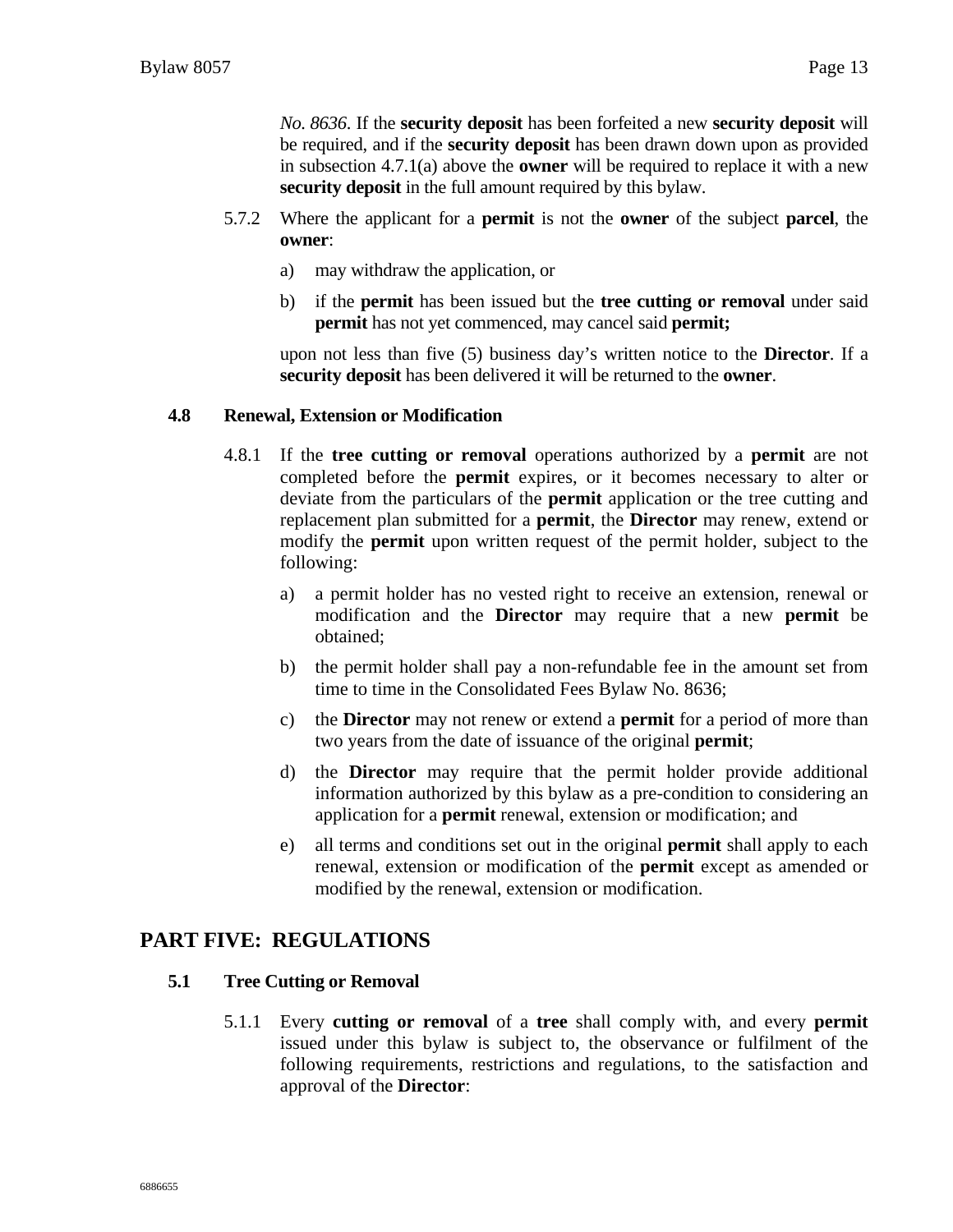*No. 8636*. If the **security deposit** has been forfeited a new **security deposit** will be required, and if the **security deposit** has been drawn down upon as provided in subsection 4.7.1(a) above the **owner** will be required to replace it with a new **security deposit** in the full amount required by this bylaw.

5.7.2 Where the applicant for a **permit** is not the **owner** of the subject **parcel**, the **owner**:

a) may withdraw the application, or

b) if the **permit** has been issued but the **tree cutting or removal** under said **permit** has not yet commenced, may cancel said **permit;**

upon not less than five (5) business day's written notice to the **Director**. If a **security deposit** has been delivered it will be returned to the **owner**.

### 4.8 Renewal, Extension or Modification

4.8.1 If the **tree cutting or removal** operations authorized by a **permit** are not completed before the **permit** expires, or it becomes necessary to alter or deviate from the particulars of the **permit** application or the tree cutting and replacement plan submitted for a **permit**, the **Director** may renew, extend or modify the **permit** upon written request of the permit holder, subject to the following:

a) a permit holder has no vested right to receive an extension, renewal or modification and the **Director** may require that a new **permit** be obtained;

b) the permit holder shall pay a non-refundable fee in the amount set from time to time in the Consolidated Fees Bylaw No. 8636;

c) the **Director** may not renew or extend a **permit** for a period of more than two years from the date of issuance of the original **permit**;

d) the **Director** may require that the permit holder provide additional information authorized by this bylaw as a pre-condition to considering an application for a **permit** renewal, extension or modification; and

e) all terms and conditions set out in the original **permit** shall apply to each renewal, extension or modification of the **permit** except as amended or modified by the renewal, extension or modification.

## PART FIVE: REGULATIONS

### 5.1 Tree Cutting or Removal

5.1.1 Every **cutting or removal** of a **tree** shall comply with, and every **permit** issued under this bylaw is subject to, the observance or fulfilment of the following requirements, restrictions and regulations, to the satisfaction and approval of the **Director**: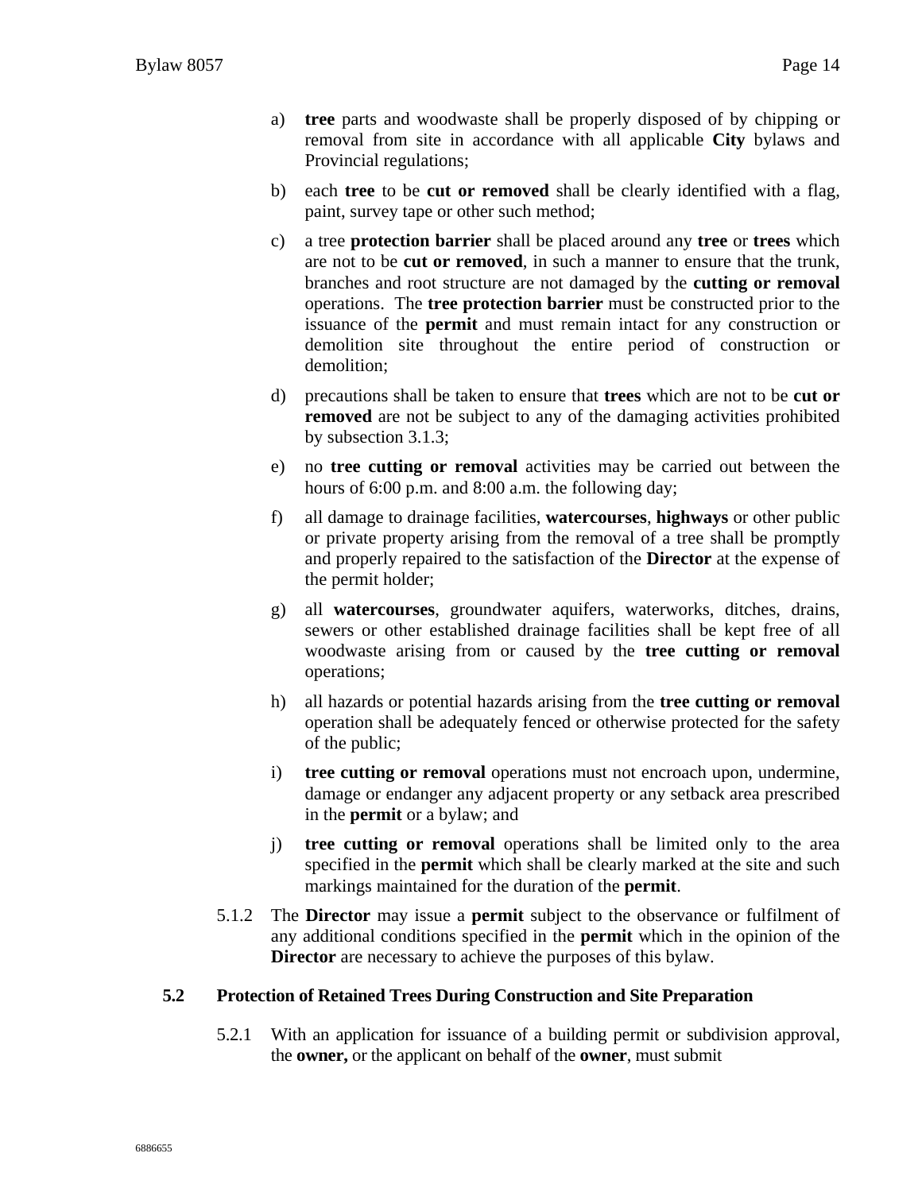a) **tree** parts and woodwaste shall be properly disposed of by chipping or removal from site in accordance with all applicable **City** bylaws and Provincial regulations;

b) each **tree** to be **cut or removed** shall be clearly identified with a flag, paint, survey tape or other such method;

c) a tree **protection barrier** shall be placed around any **tree** or **trees** which are not to be **cut or removed**, in such a manner to ensure that the trunk, branches and root structure are not damaged by the **cutting or removal** operations. The **tree protection barrier** must be constructed prior to the issuance of the **permit** and must remain intact for any construction or demolition site throughout the entire period of construction or demolition;

d) precautions shall be taken to ensure that **trees** which are not to be **cut or removed** are not be subject to any of the damaging activities prohibited by subsection 3.1.3;

e) no **tree cutting or removal** activities may be carried out between the hours of 6:00 p.m. and 8:00 a.m. the following day;

f) all damage to drainage facilities, **watercourses**, **highways** or other public or private property arising from the removal of a tree shall be promptly and properly repaired to the satisfaction of the **Director** at the expense of the permit holder;

g) all **watercourses**, groundwater aquifers, waterworks, ditches, drains, sewers or other established drainage facilities shall be kept free of all woodwaste arising from or caused by the **tree cutting or removal** operations;

h) all hazards or potential hazards arising from the **tree cutting or removal** operation shall be adequately fenced or otherwise protected for the safety of the public;

i) **tree cutting or removal** operations must not encroach upon, undermine, damage or endanger any adjacent property or any setback area prescribed in the **permit** or a bylaw; and

j) **tree cutting or removal** operations shall be limited only to the area specified in the **permit** which shall be clearly marked at the site and such markings maintained for the duration of the **permit**.

5.1.2 The **Director** may issue a **permit** subject to the observance or fulfilment of any additional conditions specified in the **permit** which in the opinion of the **Director** are necessary to achieve the purposes of this bylaw.

### 5.2 Protection of Retained Trees During Construction and Site Preparation

5.2.1 With an application for issuance of a building permit or subdivision approval, the **owner,** or the applicant on behalf of the **owner**, must submit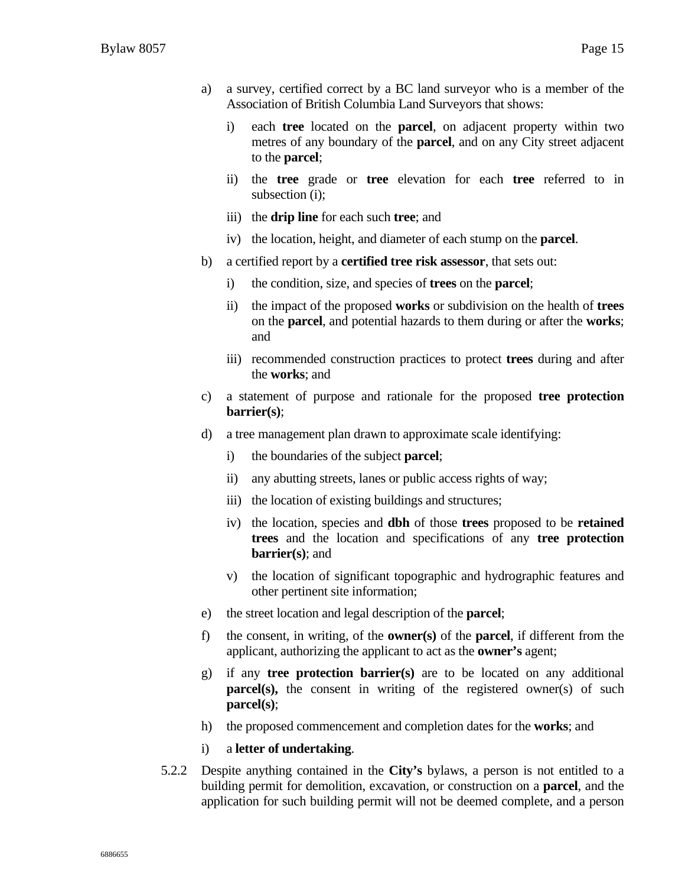a) a survey, certified correct by a BC land surveyor who is a member of the Association of British Columbia Land Surveyors that shows:

   i) each **tree** located on the **parcel**, on adjacent property within two metres of any boundary of the **parcel**, and on any City street adjacent to the **parcel**;

   ii) the **tree** grade or **tree** elevation for each **tree** referred to in subsection (i);

   iii) the **drip line** for each such **tree**; and

   iv) the location, height, and diameter of each stump on the **parcel**.

b) a certified report by a **certified tree risk assessor**, that sets out:

   i) the condition, size, and species of **trees** on the **parcel**;

   ii) the impact of the proposed **works** or subdivision on the health of **trees** on the **parcel**, and potential hazards to them during or after the **works**; and

   iii) recommended construction practices to protect **trees** during and after the **works**; and

c) a statement of purpose and rationale for the proposed **tree protection barrier(s)**;

d) a tree management plan drawn to approximate scale identifying:

   i) the boundaries of the subject **parcel**;

   ii) any abutting streets, lanes or public access rights of way;

   iii) the location of existing buildings and structures;

   iv) the location, species and **dbh** of those **trees** proposed to be **retained trees** and the location and specifications of any **tree protection barrier(s)**; and

   v) the location of significant topographic and hydrographic features and other pertinent site information;

e) the street location and legal description of the **parcel**;

f) the consent, in writing, of the **owner(s)** of the **parcel**, if different from the applicant, authorizing the applicant to act as the **owner's** agent;

g) if any **tree protection barrier(s)** are to be located on any additional **parcel(s),** the consent in writing of the registered owner(s) of such **parcel(s)**;

h) the proposed commencement and completion dates for the **works**; and

i) a **letter of undertaking**.

5.2.2 Despite anything contained in the **City's** bylaws, a person is not entitled to a building permit for demolition, excavation, or construction on a **parcel**, and the application for such building permit will not be deemed complete, and a person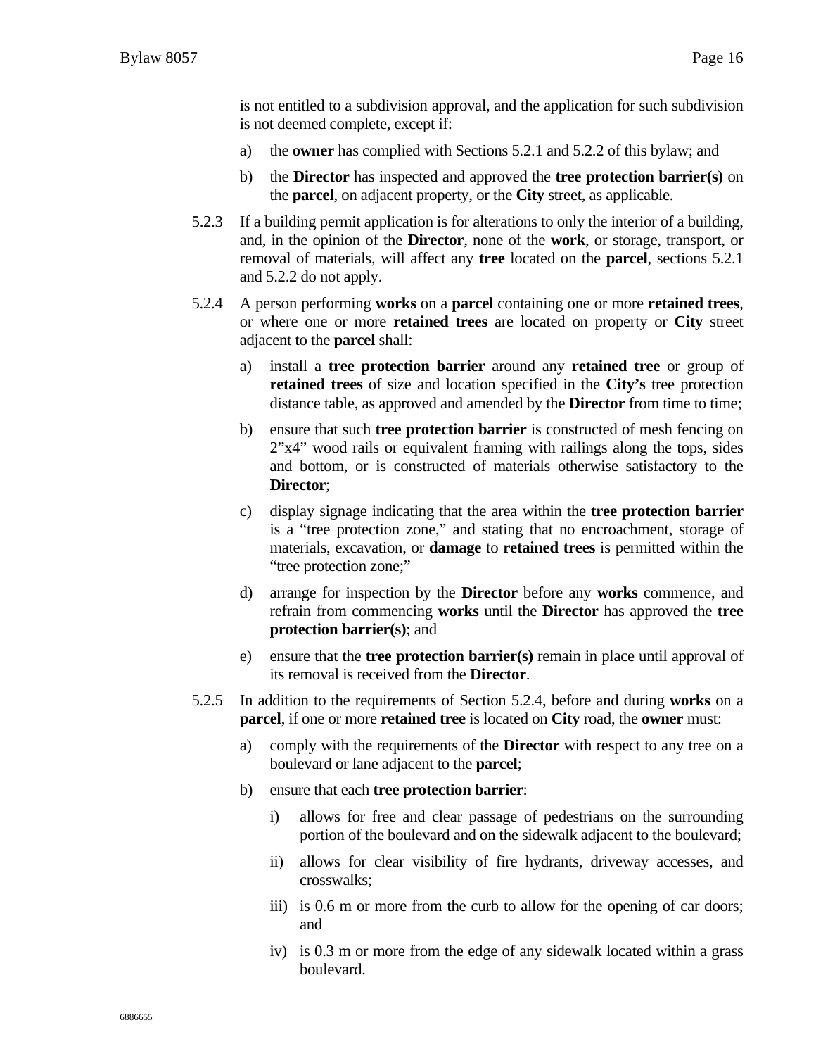is not entitled to a subdivision approval, and the application for such subdivision is not deemed complete, except if:

a) the **owner** has complied with Sections 5.2.1 and 5.2.2 of this bylaw; and

b) the **Director** has inspected and approved the **tree protection barrier(s)** on the **parcel**, on adjacent property, or the **City** street, as applicable.

5.2.3 If a building permit application is for alterations to only the interior of a building, and, in the opinion of the **Director**, none of the **work**, or storage, transport, or removal of materials, will affect any **tree** located on the **parcel**, sections 5.2.1 and 5.2.2 do not apply.

5.2.4 A person performing **works** on a **parcel** containing one or more **retained trees**, or where one or more **retained trees** are located on property or **City** street adjacent to the **parcel** shall:

a) install a **tree protection barrier** around any **retained tree** or group of **retained trees** of size and location specified in the **City's** tree protection distance table, as approved and amended by the **Director** from time to time;

b) ensure that such **tree protection barrier** is constructed of mesh fencing on 2"x4" wood rails or equivalent framing with railings along the tops, sides and bottom, or is constructed of materials otherwise satisfactory to the **Director**;

c) display signage indicating that the area within the **tree protection barrier** is a "tree protection zone," and stating that no encroachment, storage of materials, excavation, or **damage** to **retained trees** is permitted within the "tree protection zone;"

d) arrange for inspection by the **Director** before any **works** commence, and refrain from commencing **works** until the **Director** has approved the **tree protection barrier(s)**; and

e) ensure that the **tree protection barrier(s)** remain in place until approval of its removal is received from the **Director**.

5.2.5 In addition to the requirements of Section 5.2.4, before and during **works** on a **parcel**, if one or more **retained tree** is located on **City** road, the **owner** must:

a) comply with the requirements of the **Director** with respect to any tree on a boulevard or lane adjacent to the **parcel**;

b) ensure that each **tree protection barrier**:

i) allows for free and clear passage of pedestrians on the surrounding portion of the boulevard and on the sidewalk adjacent to the boulevard;

ii) allows for clear visibility of fire hydrants, driveway accesses, and crosswalks;

iii) is 0.6 m or more from the curb to allow for the opening of car doors; and

iv) is 0.3 m or more from the edge of any sidewalk located within a grass boulevard.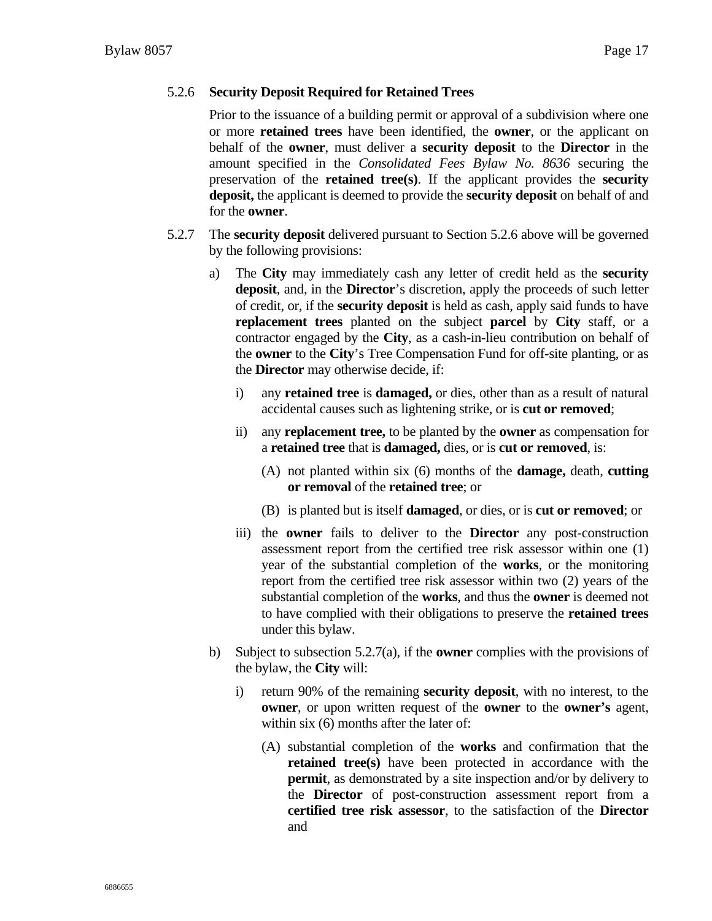5.2.6 **Security Deposit Required for Retained Trees**

Prior to the issuance of a building permit or approval of a subdivision where one or more **retained trees** have been identified, the **owner**, or the applicant on behalf of the **owner**, must deliver a **security deposit** to the **Director** in the amount specified in the *Consolidated Fees Bylaw No. 8636* securing the preservation of the **retained tree(s)**. If the applicant provides the **security deposit,** the applicant is deemed to provide the **security deposit** on behalf of and for the **owner**.

5.2.7 The **security deposit** delivered pursuant to Section 5.2.6 above will be governed by the following provisions:

a) The **City** may immediately cash any letter of credit held as the **security deposit**, and, in the **Director**'s discretion, apply the proceeds of such letter of credit, or, if the **security deposit** is held as cash, apply said funds to have **replacement trees** planted on the subject **parcel** by **City** staff, or a contractor engaged by the **City**, as a cash-in-lieu contribution on behalf of the **owner** to the **City**'s Tree Compensation Fund for off-site planting, or as the **Director** may otherwise decide, if:

i) any **retained tree** is **damaged,** or dies, other than as a result of natural accidental causes such as lightening strike, or is **cut or removed**;

ii) any **replacement tree,** to be planted by the **owner** as compensation for a **retained tree** that is **damaged,** dies, or is **cut or removed**, is:

(A) not planted within six (6) months of the **damage,** death, **cutting or removal** of the **retained tree**; or

(B) is planted but is itself **damaged**, or dies, or is **cut or removed**; or

iii) the **owner** fails to deliver to the **Director** any post-construction assessment report from the certified tree risk assessor within one (1) year of the substantial completion of the **works**, or the monitoring report from the certified tree risk assessor within two (2) years of the substantial completion of the **works**, and thus the **owner** is deemed not to have complied with their obligations to preserve the **retained trees** under this bylaw.

b) Subject to subsection 5.2.7(a), if the **owner** complies with the provisions of the bylaw, the **City** will:

i) return 90% of the remaining **security deposit**, with no interest, to the **owner**, or upon written request of the **owner** to the **owner's** agent, within six (6) months after the later of:

(A) substantial completion of the **works** and confirmation that the **retained tree(s)** have been protected in accordance with the **permit**, as demonstrated by a site inspection and/or by delivery to the **Director** of post-construction assessment report from a **certified tree risk assessor**, to the satisfaction of the **Director** and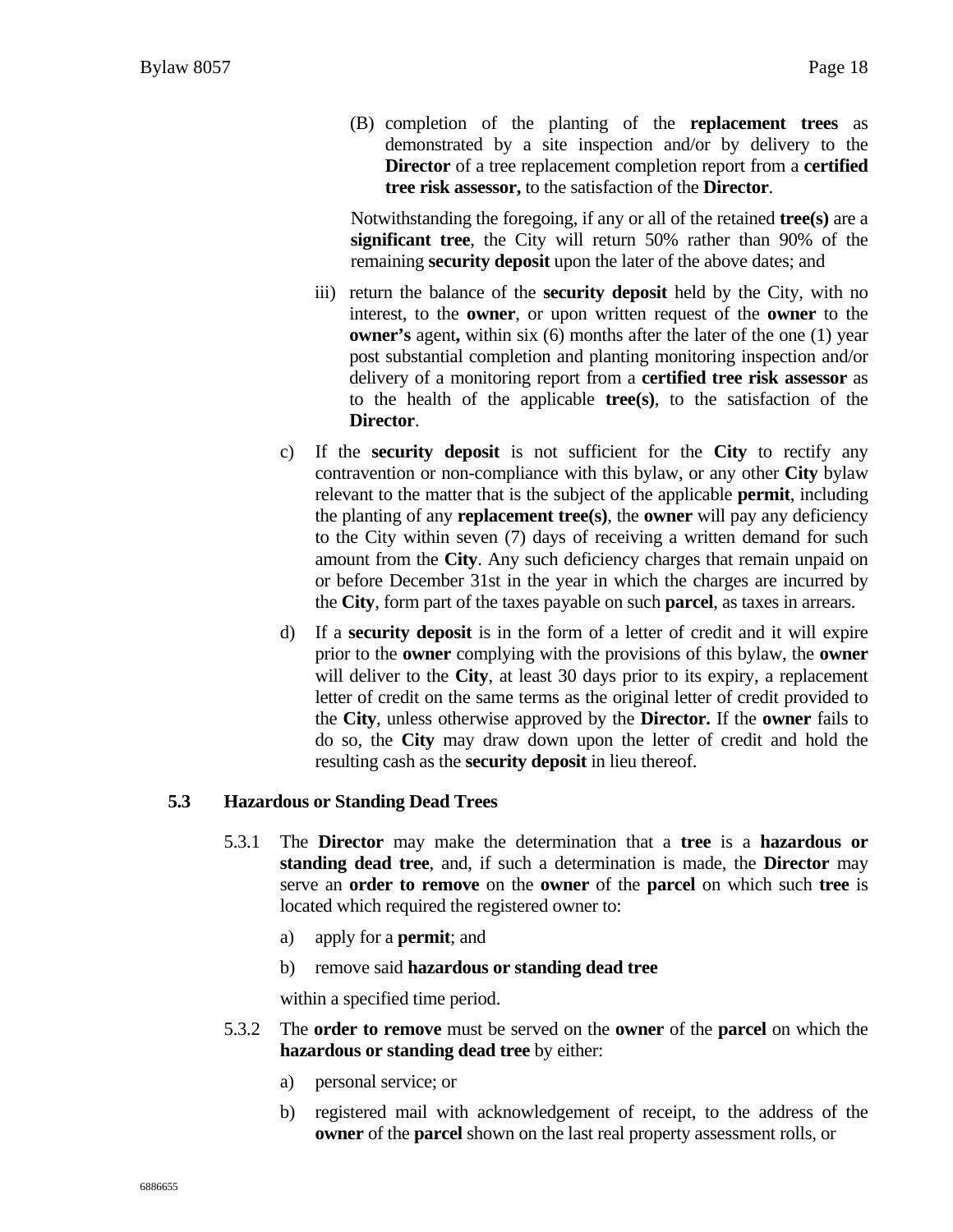(B) completion of the planting of the **replacement trees** as demonstrated by a site inspection and/or by delivery to the **Director** of a tree replacement completion report from a **certified tree risk assessor,** to the satisfaction of the **Director**.

Notwithstanding the foregoing, if any or all of the retained **tree(s)** are a **significant tree**, the City will return 50% rather than 90% of the remaining **security deposit** upon the later of the above dates; and

iii) return the balance of the **security deposit** held by the City, with no interest, to the **owner**, or upon written request of the **owner** to the **owner's** agent**,** within six (6) months after the later of the one (1) year post substantial completion and planting monitoring inspection and/or delivery of a monitoring report from a **certified tree risk assessor** as to the health of the applicable **tree(s)**, to the satisfaction of the **Director**.

c) If the **security deposit** is not sufficient for the **City** to rectify any contravention or non-compliance with this bylaw, or any other **City** bylaw relevant to the matter that is the subject of the applicable **permit**, including the planting of any **replacement tree(s)**, the **owner** will pay any deficiency to the City within seven (7) days of receiving a written demand for such amount from the **City**. Any such deficiency charges that remain unpaid on or before December 31st in the year in which the charges are incurred by the **City**, form part of the taxes payable on such **parcel**, as taxes in arrears.

d) If a **security deposit** is in the form of a letter of credit and it will expire prior to the **owner** complying with the provisions of this bylaw, the **owner** will deliver to the **City**, at least 30 days prior to its expiry, a replacement letter of credit on the same terms as the original letter of credit provided to the **City**, unless otherwise approved by the **Director.** If the **owner** fails to do so, the **City** may draw down upon the letter of credit and hold the resulting cash as the **security deposit** in lieu thereof.

### 5.3 Hazardous or Standing Dead Trees

5.3.1 The **Director** may make the determination that a **tree** is a **hazardous or standing dead tree**, and, if such a determination is made, the **Director** may serve an **order to remove** on the **owner** of the **parcel** on which such **tree** is located which required the registered owner to:

a) apply for a **permit**; and

b) remove said **hazardous or standing dead tree**

within a specified time period.

5.3.2 The **order to remove** must be served on the **owner** of the **parcel** on which the **hazardous or standing dead tree** by either:

a) personal service; or

b) registered mail with acknowledgement of receipt, to the address of the **owner** of the **parcel** shown on the last real property assessment rolls, or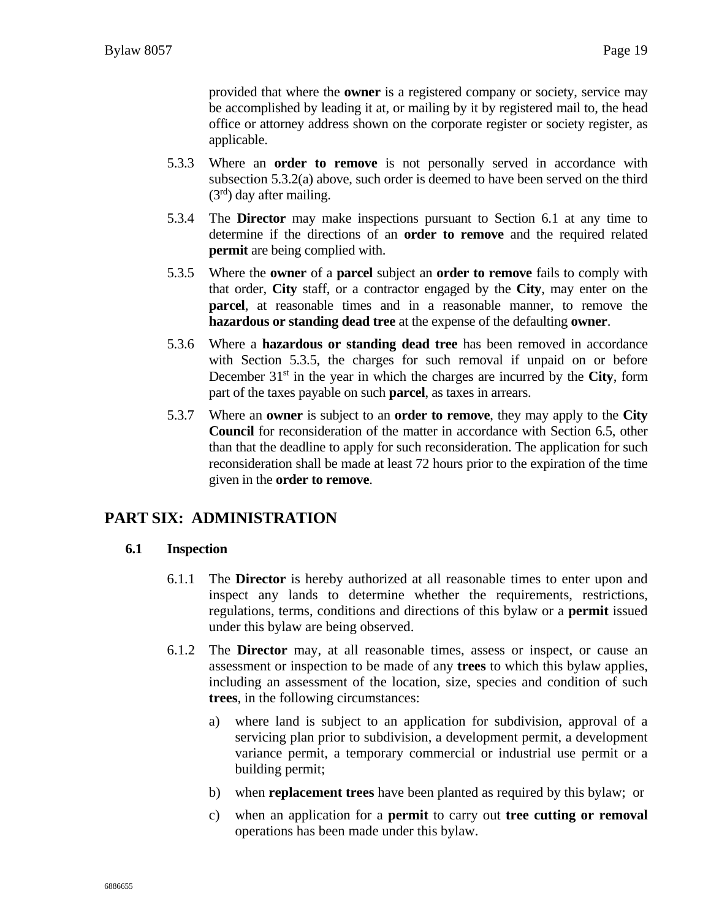provided that where the **owner** is a registered company or society, service may be accomplished by leading it at, or mailing by it by registered mail to, the head office or attorney address shown on the corporate register or society register, as applicable.

5.3.3 Where an **order to remove** is not personally served in accordance with subsection 5.3.2(a) above, such order is deemed to have been served on the third (3rd) day after mailing.

5.3.4 The **Director** may make inspections pursuant to Section 6.1 at any time to determine if the directions of an **order to remove** and the required related **permit** are being complied with.

5.3.5 Where the **owner** of a **parcel** subject an **order to remove** fails to comply with that order, **City** staff, or a contractor engaged by the **City**, may enter on the **parcel**, at reasonable times and in a reasonable manner, to remove the **hazardous or standing dead tree** at the expense of the defaulting **owner**.

5.3.6 Where a **hazardous or standing dead tree** has been removed in accordance with Section 5.3.5, the charges for such removal if unpaid on or before December 31st in the year in which the charges are incurred by the **City**, form part of the taxes payable on such **parcel**, as taxes in arrears.

5.3.7 Where an **owner** is subject to an **order to remove**, they may apply to the **City Council** for reconsideration of the matter in accordance with Section 6.5, other than that the deadline to apply for such reconsideration. The application for such reconsideration shall be made at least 72 hours prior to the expiration of the time given in the **order to remove**.

## PART SIX: ADMINISTRATION

### 6.1 Inspection

6.1.1 The **Director** is hereby authorized at all reasonable times to enter upon and inspect any lands to determine whether the requirements, restrictions, regulations, terms, conditions and directions of this bylaw or a **permit** issued under this bylaw are being observed.

6.1.2 The **Director** may, at all reasonable times, assess or inspect, or cause an assessment or inspection to be made of any **trees** to which this bylaw applies, including an assessment of the location, size, species and condition of such **trees**, in the following circumstances:

a) where land is subject to an application for subdivision, approval of a servicing plan prior to subdivision, a development permit, a development variance permit, a temporary commercial or industrial use permit or a building permit;

b) when **replacement trees** have been planted as required by this bylaw; or

c) when an application for a **permit** to carry out **tree cutting or removal** operations has been made under this bylaw.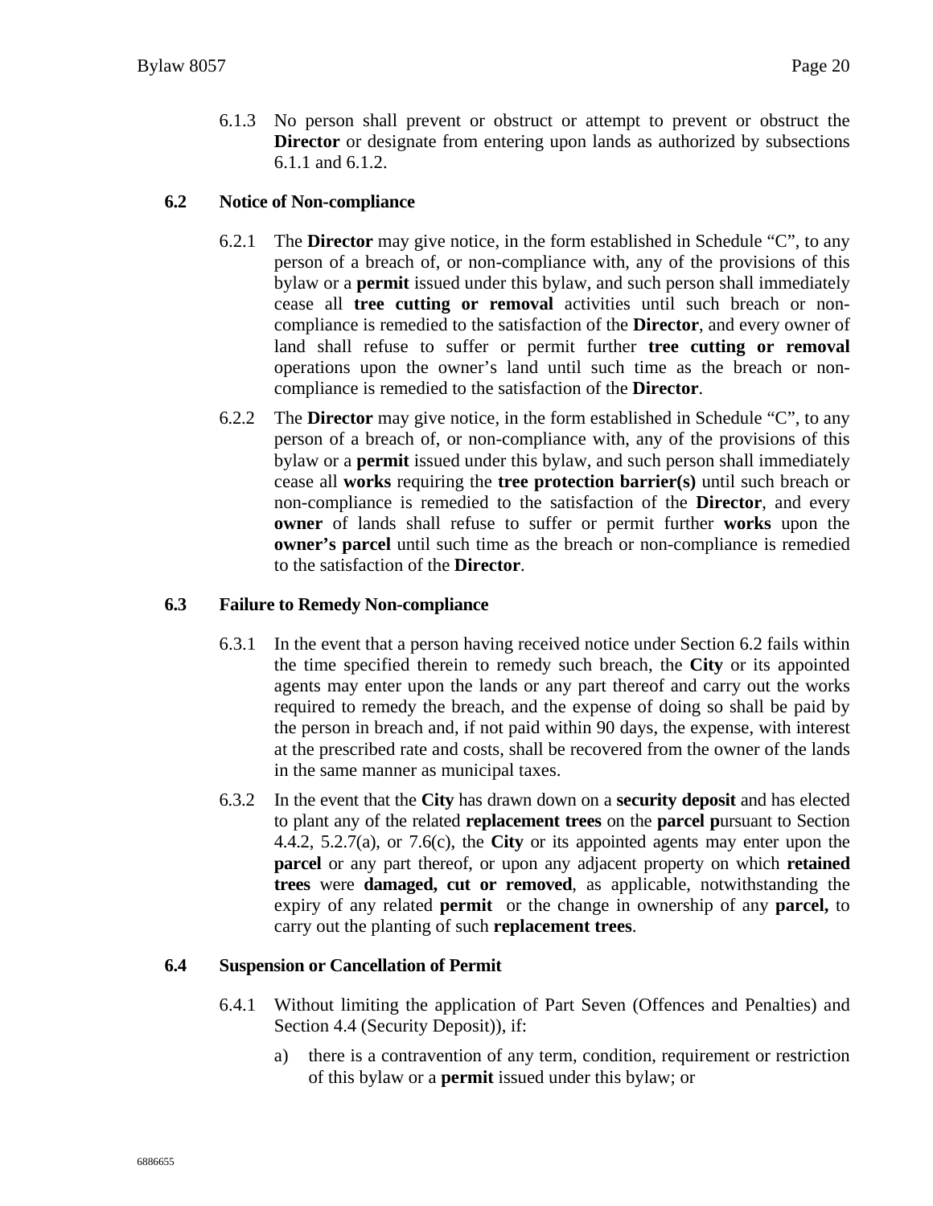6.1.3 No person shall prevent or obstruct or attempt to prevent or obstruct the **Director** or designate from entering upon lands as authorized by subsections 6.1.1 and 6.1.2.

### 6.2 Notice of Non-compliance

6.2.1 The **Director** may give notice, in the form established in Schedule "C", to any person of a breach of, or non-compliance with, any of the provisions of this bylaw or a **permit** issued under this bylaw, and such person shall immediately cease all **tree cutting or removal** activities until such breach or non-compliance is remedied to the satisfaction of the **Director**, and every owner of land shall refuse to suffer or permit further **tree cutting or removal** operations upon the owner's land until such time as the breach or non-compliance is remedied to the satisfaction of the **Director**.

6.2.2 The **Director** may give notice, in the form established in Schedule "C", to any person of a breach of, or non-compliance with, any of the provisions of this bylaw or a **permit** issued under this bylaw, and such person shall immediately cease all **works** requiring the **tree protection barrier(s)** until such breach or non-compliance is remedied to the satisfaction of the **Director**, and every **owner** of lands shall refuse to suffer or permit further **works** upon the **owner's parcel** until such time as the breach or non-compliance is remedied to the satisfaction of the **Director**.

### 6.3 Failure to Remedy Non-compliance

6.3.1 In the event that a person having received notice under Section 6.2 fails within the time specified therein to remedy such breach, the **City** or its appointed agents may enter upon the lands or any part thereof and carry out the works required to remedy the breach, and the expense of doing so shall be paid by the person in breach and, if not paid within 90 days, the expense, with interest at the prescribed rate and costs, shall be recovered from the owner of the lands in the same manner as municipal taxes.

6.3.2 In the event that the **City** has drawn down on a **security deposit** and has elected to plant any of the related **replacement trees** on the **parcel p**ursuant to Section 4.4.2, 5.2.7(a), or 7.6(c), the **City** or its appointed agents may enter upon the **parcel** or any part thereof, or upon any adjacent property on which **retained trees** were **damaged, cut or removed**, as applicable, notwithstanding the expiry of any related **permit** or the change in ownership of any **parcel,** to carry out the planting of such **replacement trees**.

### 6.4 Suspension or Cancellation of Permit

6.4.1 Without limiting the application of Part Seven (Offences and Penalties) and Section 4.4 (Security Deposit)), if:

a) there is a contravention of any term, condition, requirement or restriction of this bylaw or a **permit** issued under this bylaw; or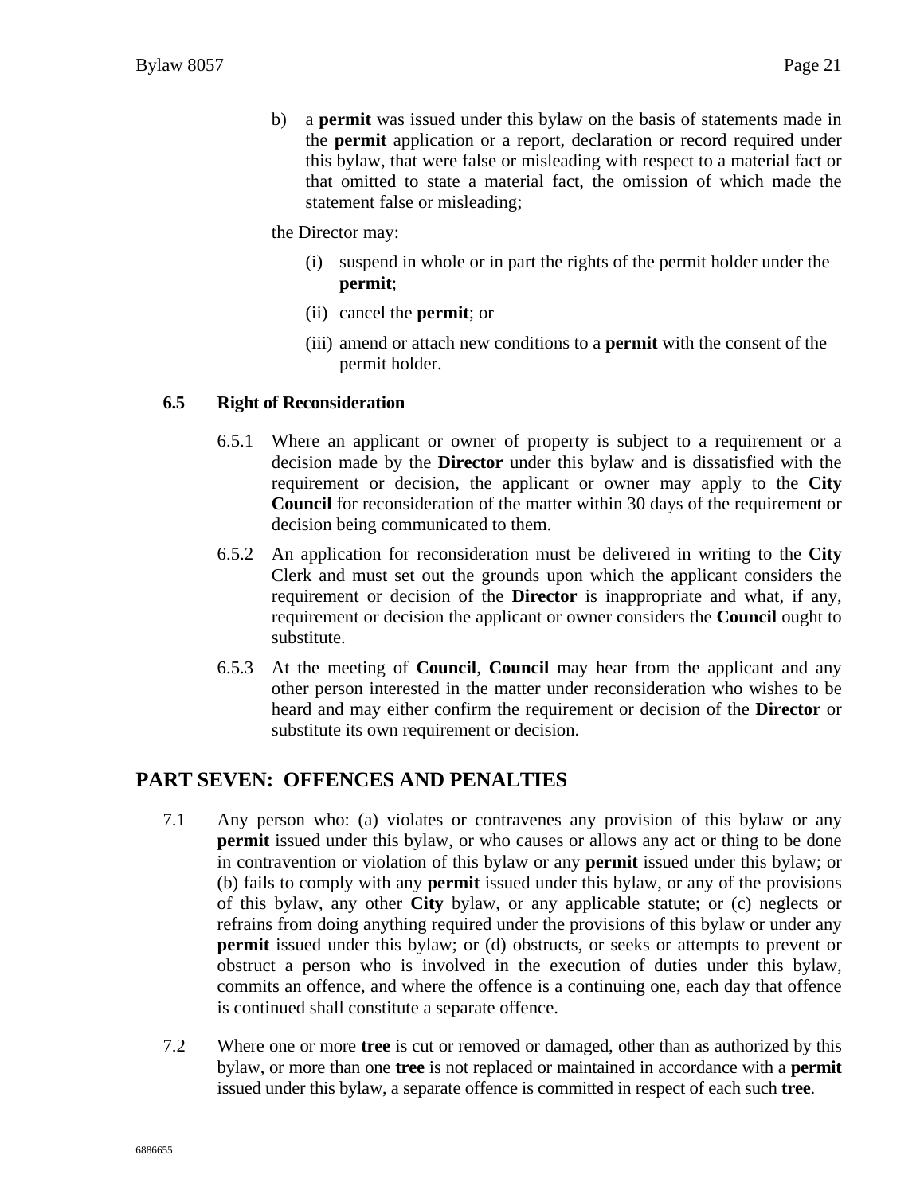b) a **permit** was issued under this bylaw on the basis of statements made in the **permit** application or a report, declaration or record required under this bylaw, that were false or misleading with respect to a material fact or that omitted to state a material fact, the omission of which made the statement false or misleading;

the Director may:

(i) suspend in whole or in part the rights of the permit holder under the **permit**;

(ii) cancel the **permit**; or

(iii) amend or attach new conditions to a **permit** with the consent of the permit holder.

**6.5 Right of Reconsideration**

6.5.1 Where an applicant or owner of property is subject to a requirement or a decision made by the **Director** under this bylaw and is dissatisfied with the requirement or decision, the applicant or owner may apply to the **City Council** for reconsideration of the matter within 30 days of the requirement or decision being communicated to them.

6.5.2 An application for reconsideration must be delivered in writing to the **City** Clerk and must set out the grounds upon which the applicant considers the requirement or decision of the **Director** is inappropriate and what, if any, requirement or decision the applicant or owner considers the **Council** ought to substitute.

6.5.3 At the meeting of **Council**, **Council** may hear from the applicant and any other person interested in the matter under reconsideration who wishes to be heard and may either confirm the requirement or decision of the **Director** or substitute its own requirement or decision.

## PART SEVEN: OFFENCES AND PENALTIES

7.1 Any person who: (a) violates or contravenes any provision of this bylaw or any **permit** issued under this bylaw, or who causes or allows any act or thing to be done in contravention or violation of this bylaw or any **permit** issued under this bylaw; or (b) fails to comply with any **permit** issued under this bylaw, or any of the provisions of this bylaw, any other **City** bylaw, or any applicable statute; or (c) neglects or refrains from doing anything required under the provisions of this bylaw or under any **permit** issued under this bylaw; or (d) obstructs, or seeks or attempts to prevent or obstruct a person who is involved in the execution of duties under this bylaw, commits an offence, and where the offence is a continuing one, each day that offence is continued shall constitute a separate offence.

7.2 Where one or more **tree** is cut or removed or damaged, other than as authorized by this bylaw, or more than one **tree** is not replaced or maintained in accordance with a **permit** issued under this bylaw, a separate offence is committed in respect of each such **tree**.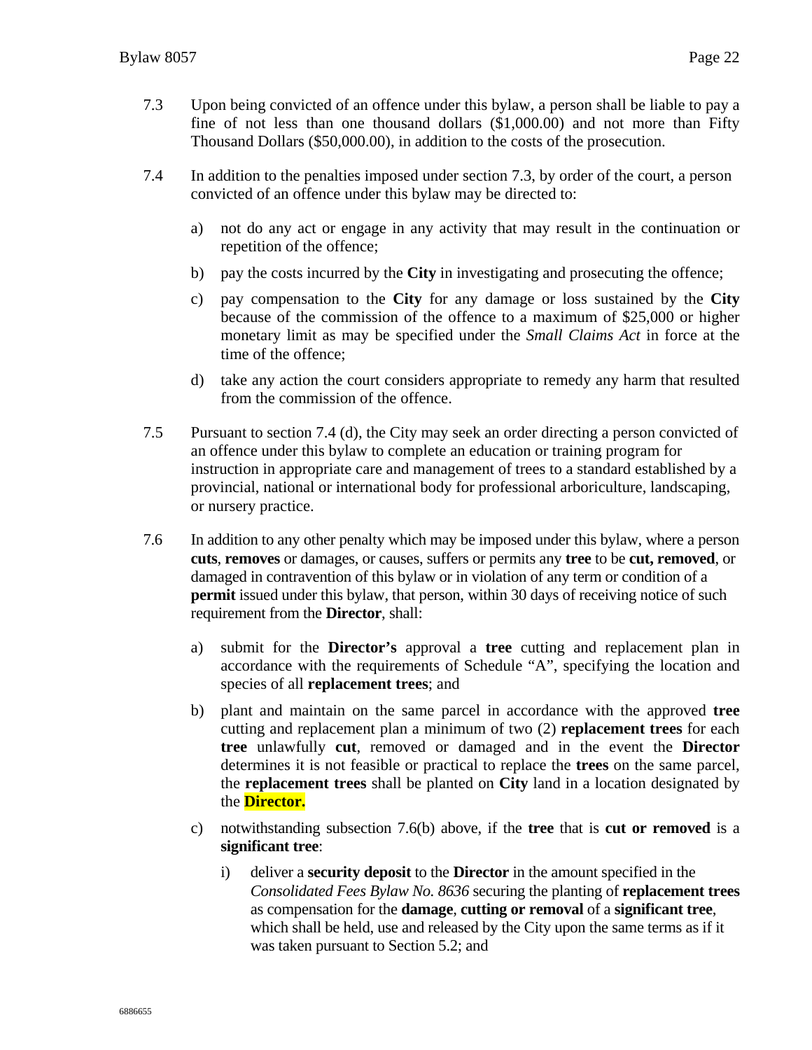7.3 Upon being convicted of an offence under this bylaw, a person shall be liable to pay a fine of not less than one thousand dollars ($1,000.00) and not more than Fifty Thousand Dollars ($50,000.00), in addition to the costs of the prosecution.

7.4 In addition to the penalties imposed under section 7.3, by order of the court, a person convicted of an offence under this bylaw may be directed to:

a) not do any act or engage in any activity that may result in the continuation or repetition of the offence;

b) pay the costs incurred by the **City** in investigating and prosecuting the offence;

c) pay compensation to the **City** for any damage or loss sustained by the **City** because of the commission of the offence to a maximum of $25,000 or higher monetary limit as may be specified under the *Small Claims Act* in force at the time of the offence;

d) take any action the court considers appropriate to remedy any harm that resulted from the commission of the offence.

7.5 Pursuant to section 7.4 (d), the City may seek an order directing a person convicted of an offence under this bylaw to complete an education or training program for instruction in appropriate care and management of trees to a standard established by a provincial, national or international body for professional arboriculture, landscaping, or nursery practice.

7.6 In addition to any other penalty which may be imposed under this bylaw, where a person **cuts**, **removes** or damages, or causes, suffers or permits any **tree** to be **cut, removed**, or damaged in contravention of this bylaw or in violation of any term or condition of a **permit** issued under this bylaw, that person, within 30 days of receiving notice of such requirement from the **Director**, shall:

a) submit for the **Director's** approval a **tree** cutting and replacement plan in accordance with the requirements of Schedule "A", specifying the location and species of all **replacement trees**; and

b) plant and maintain on the same parcel in accordance with the approved **tree** cutting and replacement plan a minimum of two (2) **replacement trees** for each **tree** unlawfully **cut**, removed or damaged and in the event the **Director** determines it is not feasible or practical to replace the **trees** on the same parcel, the **replacement trees** shall be planted on **City** land in a location designated by the **Director.**

c) notwithstanding subsection 7.6(b) above, if the **tree** that is **cut or removed** is a **significant tree**:

i) deliver a **security deposit** to the **Director** in the amount specified in the *Consolidated Fees Bylaw No. 8636* securing the planting of **replacement trees** as compensation for the **damage**, **cutting or removal** of a **significant tree**, which shall be held, use and released by the City upon the same terms as if it was taken pursuant to Section 5.2; and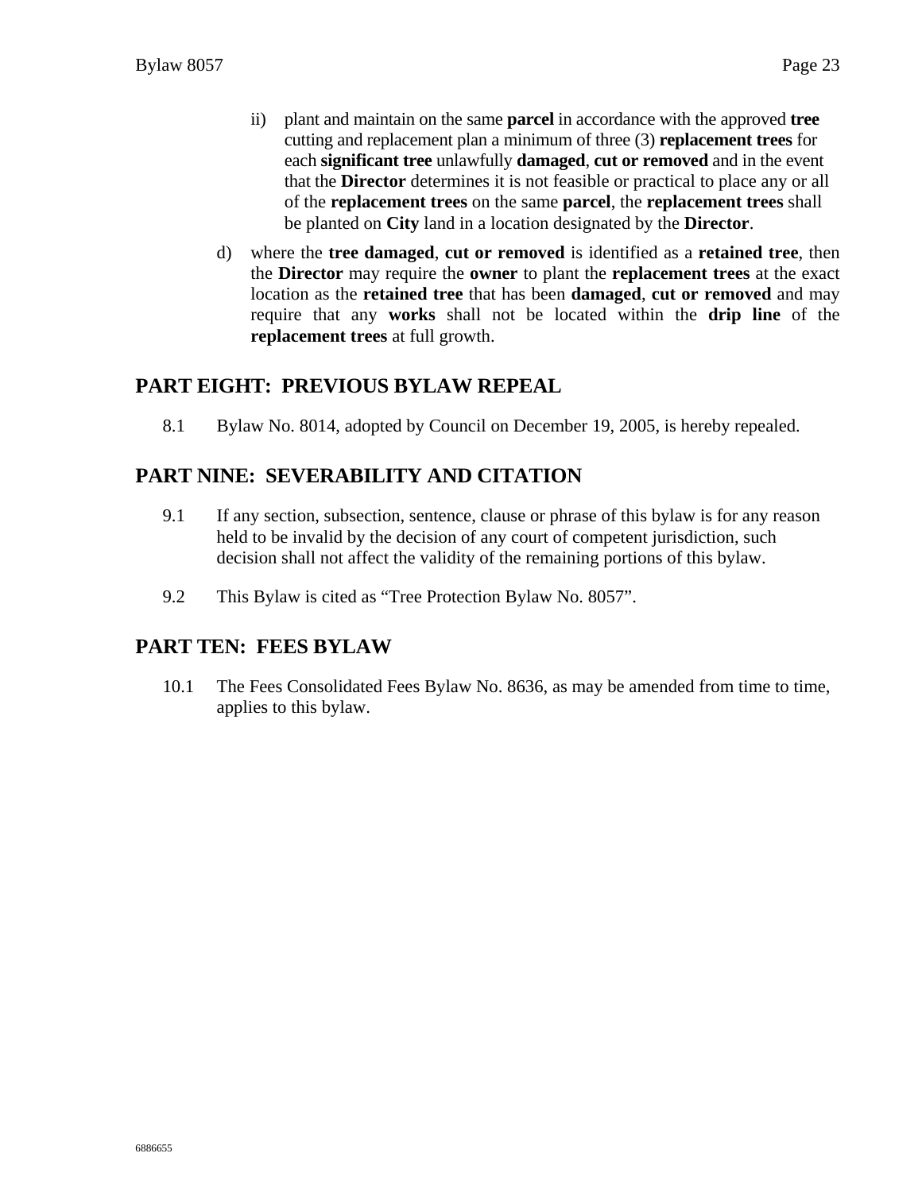ii) plant and maintain on the same **parcel** in accordance with the approved **tree** cutting and replacement plan a minimum of three (3) **replacement trees** for each **significant tree** unlawfully **damaged**, **cut or removed** and in the event that the **Director** determines it is not feasible or practical to place any or all of the **replacement trees** on the same **parcel**, the **replacement trees** shall be planted on **City** land in a location designated by the **Director**.

d) where the **tree damaged**, **cut or removed** is identified as a **retained tree**, then the **Director** may require the **owner** to plant the **replacement trees** at the exact location as the **retained tree** that has been **damaged**, **cut or removed** and may require that any **works** shall not be located within the **drip line** of the **replacement trees** at full growth.

## PART EIGHT: PREVIOUS BYLAW REPEAL

8.1 Bylaw No. 8014, adopted by Council on December 19, 2005, is hereby repealed.

## PART NINE: SEVERABILITY AND CITATION

9.1 If any section, subsection, sentence, clause or phrase of this bylaw is for any reason held to be invalid by the decision of any court of competent jurisdiction, such decision shall not affect the validity of the remaining portions of this bylaw.

9.2 This Bylaw is cited as "Tree Protection Bylaw No. 8057".

## PART TEN: FEES BYLAW

10.1 The Fees Consolidated Fees Bylaw No. 8636, as may be amended from time to time, applies to this bylaw.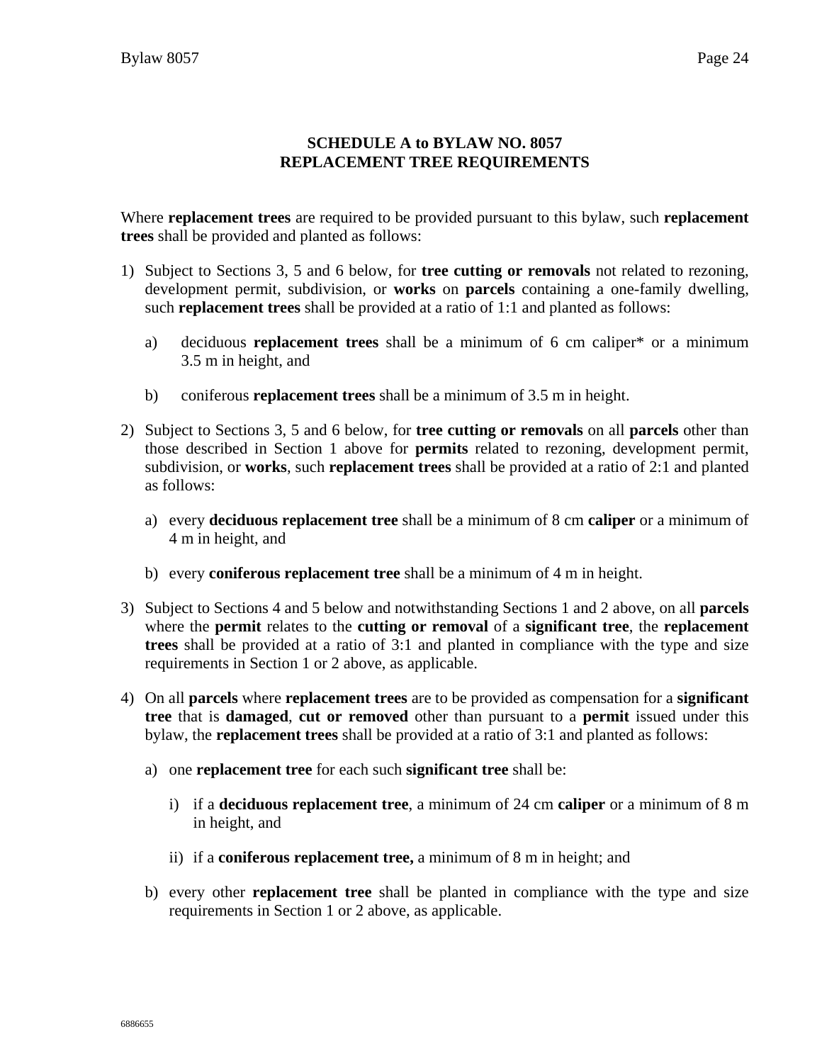## SCHEDULE A to BYLAW NO. 8057
## REPLACEMENT TREE REQUIREMENTS

Where **replacement trees** are required to be provided pursuant to this bylaw, such **replacement trees** shall be provided and planted as follows:

1) Subject to Sections 3, 5 and 6 below, for **tree cutting or removals** not related to rezoning, development permit, subdivision, or **works** on **parcels** containing a one-family dwelling, such **replacement trees** shall be provided at a ratio of 1:1 and planted as follows:

    a) deciduous **replacement trees** shall be a minimum of 6 cm caliper* or a minimum 3.5 m in height, and

    b) coniferous **replacement trees** shall be a minimum of 3.5 m in height.

2) Subject to Sections 3, 5 and 6 below, for **tree cutting or removals** on all **parcels** other than those described in Section 1 above for **permits** related to rezoning, development permit, subdivision, or **works**, such **replacement trees** shall be provided at a ratio of 2:1 and planted as follows:

    a) every **deciduous replacement tree** shall be a minimum of 8 cm **caliper** or a minimum of 4 m in height, and

    b) every **coniferous replacement tree** shall be a minimum of 4 m in height.

3) Subject to Sections 4 and 5 below and notwithstanding Sections 1 and 2 above, on all **parcels** where the **permit** relates to the **cutting or removal** of a **significant tree**, the **replacement trees** shall be provided at a ratio of 3:1 and planted in compliance with the type and size requirements in Section 1 or 2 above, as applicable.

4) On all **parcels** where **replacement trees** are to be provided as compensation for a **significant tree** that is **damaged**, **cut or removed** other than pursuant to a **permit** issued under this bylaw, the **replacement trees** shall be provided at a ratio of 3:1 and planted as follows:

    a) one **replacement tree** for each such **significant tree** shall be:

        i) if a **deciduous replacement tree**, a minimum of 24 cm **caliper** or a minimum of 8 m in height, and

        ii) if a **coniferous replacement tree,** a minimum of 8 m in height; and

    b) every other **replacement tree** shall be planted in compliance with the type and size requirements in Section 1 or 2 above, as applicable.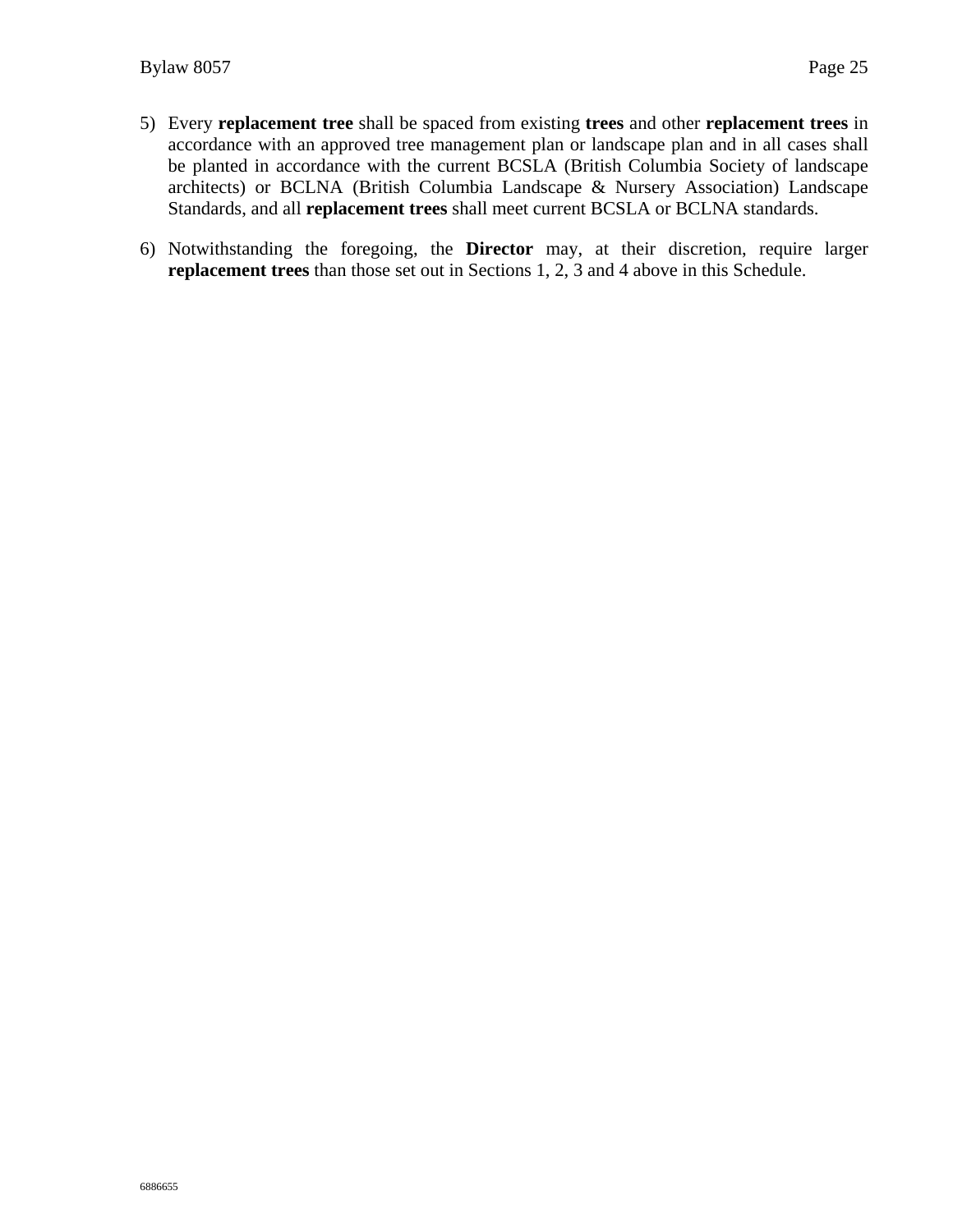5) Every **replacement tree** shall be spaced from existing **trees** and other **replacement trees** in accordance with an approved tree management plan or landscape plan and in all cases shall be planted in accordance with the current BCSLA (British Columbia Society of landscape architects) or BCLNA (British Columbia Landscape & Nursery Association) Landscape Standards, and all **replacement trees** shall meet current BCSLA or BCLNA standards.

6) Notwithstanding the foregoing, the **Director** may, at their discretion, require larger **replacement trees** than those set out in Sections 1, 2, 3 and 4 above in this Schedule.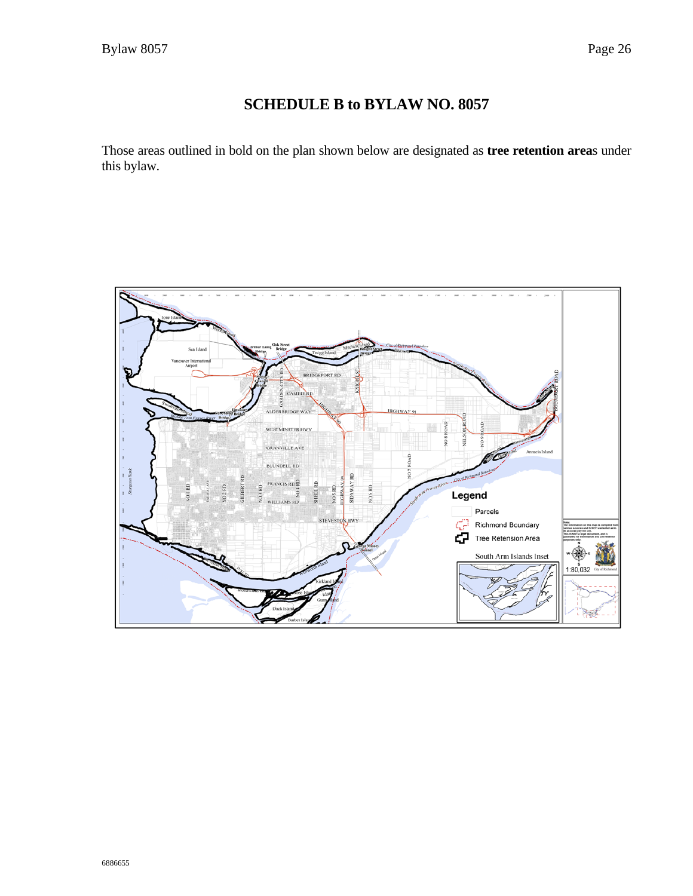# SCHEDULE B to BYLAW NO. 8057

Those areas outlined in bold on the plan shown below are designated as **tree retention area**s under this bylaw.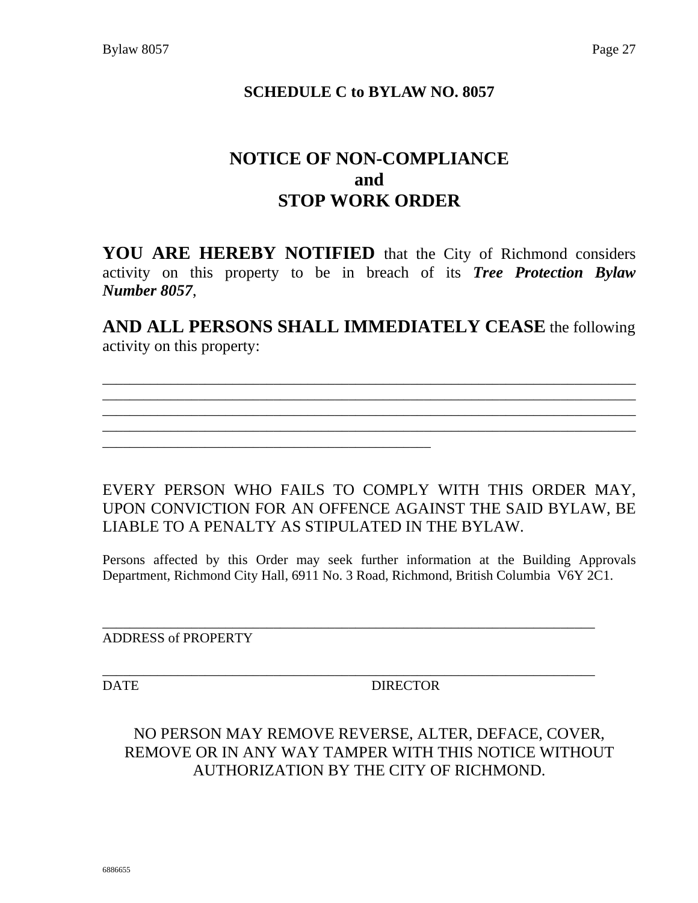## SCHEDULE C to BYLAW NO. 8057

# NOTICE OF NON-COMPLIANCE
# and
# STOP WORK ORDER

**YOU ARE HEREBY NOTIFIED** that the City of Richmond considers activity on this property to be in breach of its ***Tree Protection Bylaw Number 8057***,

**AND ALL PERSONS SHALL IMMEDIATELY CEASE** the following activity on this property:

______________________________________________________________________
______________________________________________________________________
______________________________________________________________________
______________________________________________________________________
___________________________________________

EVERY PERSON WHO FAILS TO COMPLY WITH THIS ORDER MAY, UPON CONVICTION FOR AN OFFENCE AGAINST THE SAID BYLAW, BE LIABLE TO A PENALTY AS STIPULATED IN THE BYLAW.

Persons affected by this Order may seek further information at the Building Approvals Department, Richmond City Hall, 6911 No. 3 Road, Richmond, British Columbia V6Y 2C1.

_________________________________________________________________
ADDRESS of PROPERTY

_________________________________________________________________
DATE DIRECTOR

NO PERSON MAY REMOVE REVERSE, ALTER, DEFACE, COVER, REMOVE OR IN ANY WAY TAMPER WITH THIS NOTICE WITHOUT AUTHORIZATION BY THE CITY OF RICHMOND.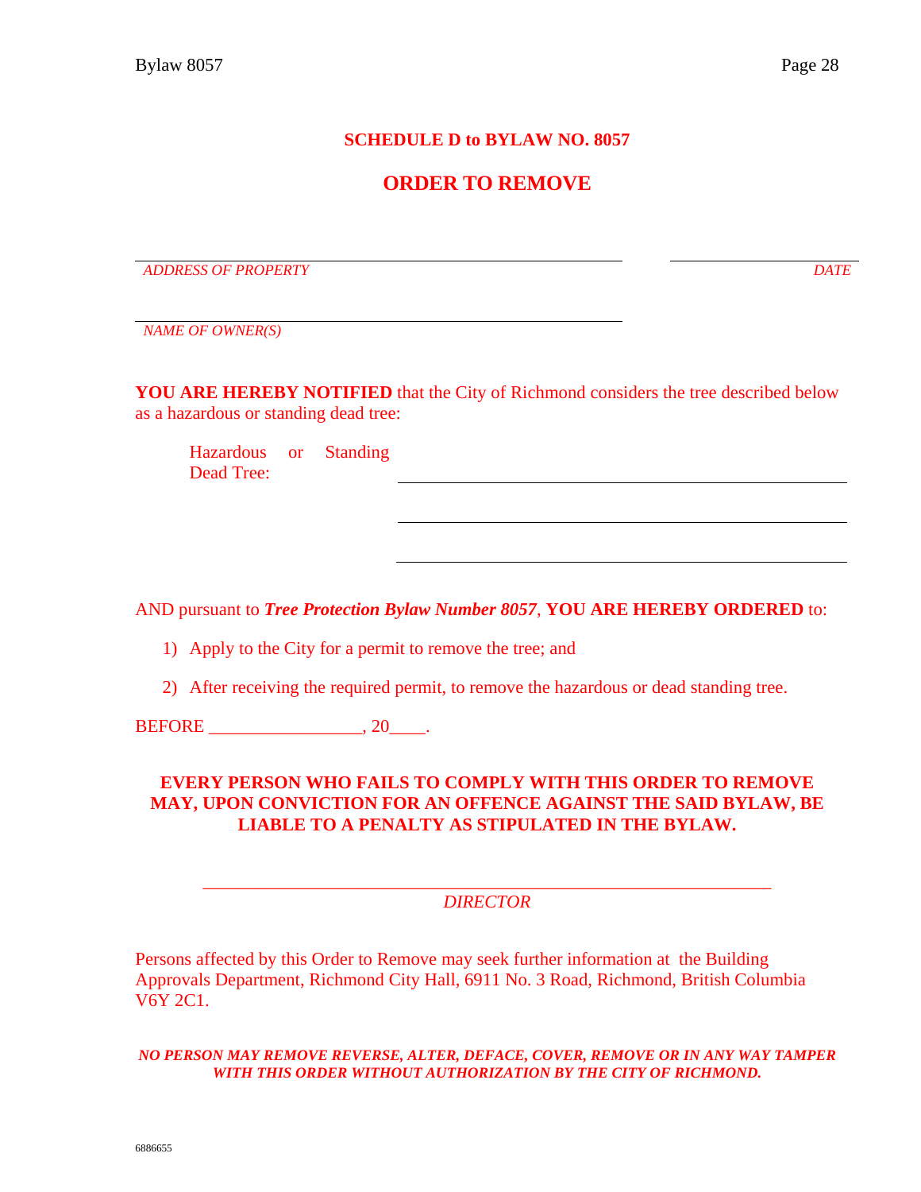## SCHEDULE D to BYLAW NO. 8057

# ORDER TO REMOVE

_______________________________________________ &nbsp;&nbsp;&nbsp;&nbsp; ____________________

*ADDRESS OF PROPERTY* &nbsp;&nbsp;&nbsp;&nbsp; *DATE*

_______________________________________________

*NAME OF OWNER(S)*

**YOU ARE HEREBY NOTIFIED** that the City of Richmond considers the tree described below as a hazardous or standing dead tree:

Hazardous or Standing Dead Tree: _______________________________________________

_______________________________________________

_______________________________________________

AND pursuant to ***Tree Protection Bylaw Number 8057***, **YOU ARE HEREBY ORDERED** to:

1) Apply to the City for a permit to remove the tree; and
2) After receiving the required permit, to remove the hazardous or dead standing tree.

BEFORE _________________, 20____.

**EVERY PERSON WHO FAILS TO COMPLY WITH THIS ORDER TO REMOVE MAY, UPON CONVICTION FOR AN OFFENCE AGAINST THE SAID BYLAW, BE LIABLE TO A PENALTY AS STIPULATED IN THE BYLAW.**

_________________________________________________________________

*DIRECTOR*

Persons affected by this Order to Remove may seek further information at the Building Approvals Department, Richmond City Hall, 6911 No. 3 Road, Richmond, British Columbia V6Y 2C1.

***NO PERSON MAY REMOVE REVERSE, ALTER, DEFACE, COVER, REMOVE OR IN ANY WAY TAMPER WITH THIS ORDER WITHOUT AUTHORIZATION BY THE CITY OF RICHMOND.***

6886655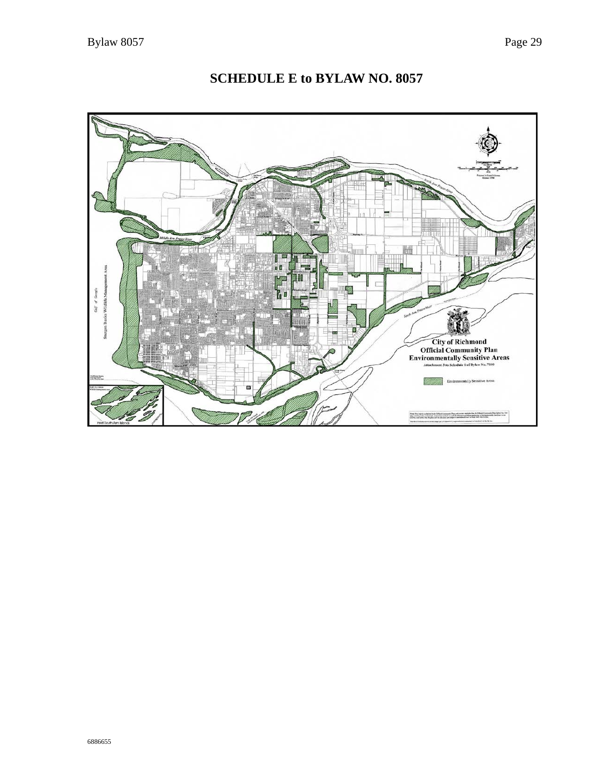# SCHEDULE E to BYLAW NO. 8057

City of Richmond
Official Community Plan
Environmentally Sensitive Areas
Attachment 3 to Schedule 1 of Bylaw No. 7100

Environmentally Sensitive Areas

6886655